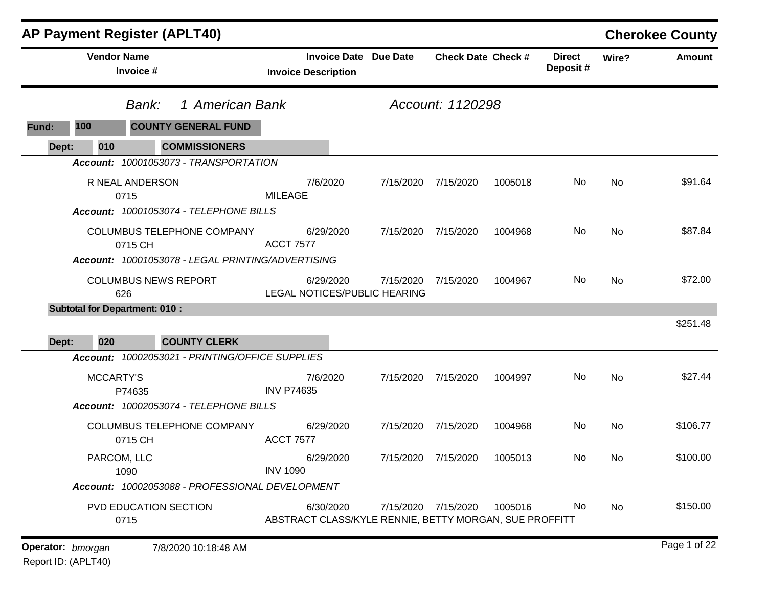# AP Payment Register (APLT40)

**Cherokee County**

| Vendor Name / Invoice # | Invoice Date / Invoice Description | Due Date | Check Date | Check # | Direct Deposit # | Wire? | Amount |
|---|---|---|---|---|---|---|---|

*Bank:* *1 American Bank* *Account: 1120298*

**Fund: 100 COUNTY GENERAL FUND**

**Dept: 010 COMMISSIONERS**

*Account: 10001053073 - TRANSPORTATION*

| Vendor Name / Invoice # | Invoice Date / Invoice Description | Due Date | Check Date | Check # | Direct Deposit # | Wire? | Amount |
|---|---|---|---|---|---|---|---|
| R NEAL ANDERSON<br>0715 | 7/6/2020<br>MILEAGE | 7/15/2020 | 7/15/2020 | 1005018 | No | No | $91.64 |

*Account: 10001053074 - TELEPHONE BILLS*

| Vendor Name / Invoice # | Invoice Date / Invoice Description | Due Date | Check Date | Check # | Direct Deposit # | Wire? | Amount |
|---|---|---|---|---|---|---|---|
| COLUMBUS TELEPHONE COMPANY<br>0715 CH | 6/29/2020<br>ACCT 7577 | 7/15/2020 | 7/15/2020 | 1004968 | No | No | $87.84 |

*Account: 10001053078 - LEGAL PRINTING/ADVERTISING*

| Vendor Name / Invoice # | Invoice Date / Invoice Description | Due Date | Check Date | Check # | Direct Deposit # | Wire? | Amount |
|---|---|---|---|---|---|---|---|
| COLUMBUS NEWS REPORT<br>626 | 6/29/2020<br>LEGAL NOTICES/PUBLIC HEARING | 7/15/2020 | 7/15/2020 | 1004967 | No | No | $72.00 |

**Subtotal for Department: 010 :** $251.48

**Dept: 020 COUNTY CLERK**

*Account: 10002053021 - PRINTING/OFFICE SUPPLIES*

| Vendor Name / Invoice # | Invoice Date / Invoice Description | Due Date | Check Date | Check # | Direct Deposit # | Wire? | Amount |
|---|---|---|---|---|---|---|---|
| MCCARTY'S<br>P74635 | 7/6/2020<br>INV P74635 | 7/15/2020 | 7/15/2020 | 1004997 | No | No | $27.44 |

*Account: 10002053074 - TELEPHONE BILLS*

| Vendor Name / Invoice # | Invoice Date / Invoice Description | Due Date | Check Date | Check # | Direct Deposit # | Wire? | Amount |
|---|---|---|---|---|---|---|---|
| COLUMBUS TELEPHONE COMPANY<br>0715 CH | 6/29/2020<br>ACCT 7577 | 7/15/2020 | 7/15/2020 | 1004968 | No | No | $106.77 |
| PARCOM, LLC<br>1090 | 6/29/2020<br>INV 1090 | 7/15/2020 | 7/15/2020 | 1005013 | No | No | $100.00 |

*Account: 10002053088 - PROFESSIONAL DEVELOPMENT*

| Vendor Name / Invoice # | Invoice Date / Invoice Description | Due Date | Check Date | Check # | Direct Deposit # | Wire? | Amount |
|---|---|---|---|---|---|---|---|
| PVD EDUCATION SECTION<br>0715 | 6/30/2020<br>ABSTRACT CLASS/KYLE RENNIE, BETTY MORGAN, SUE PROFFITT | 7/15/2020 | 7/15/2020 | 1005016 | No | No | $150.00 |

**Operator:** *bmorgan* 7/8/2020 10:18:48 AM

Report ID: (APLT40)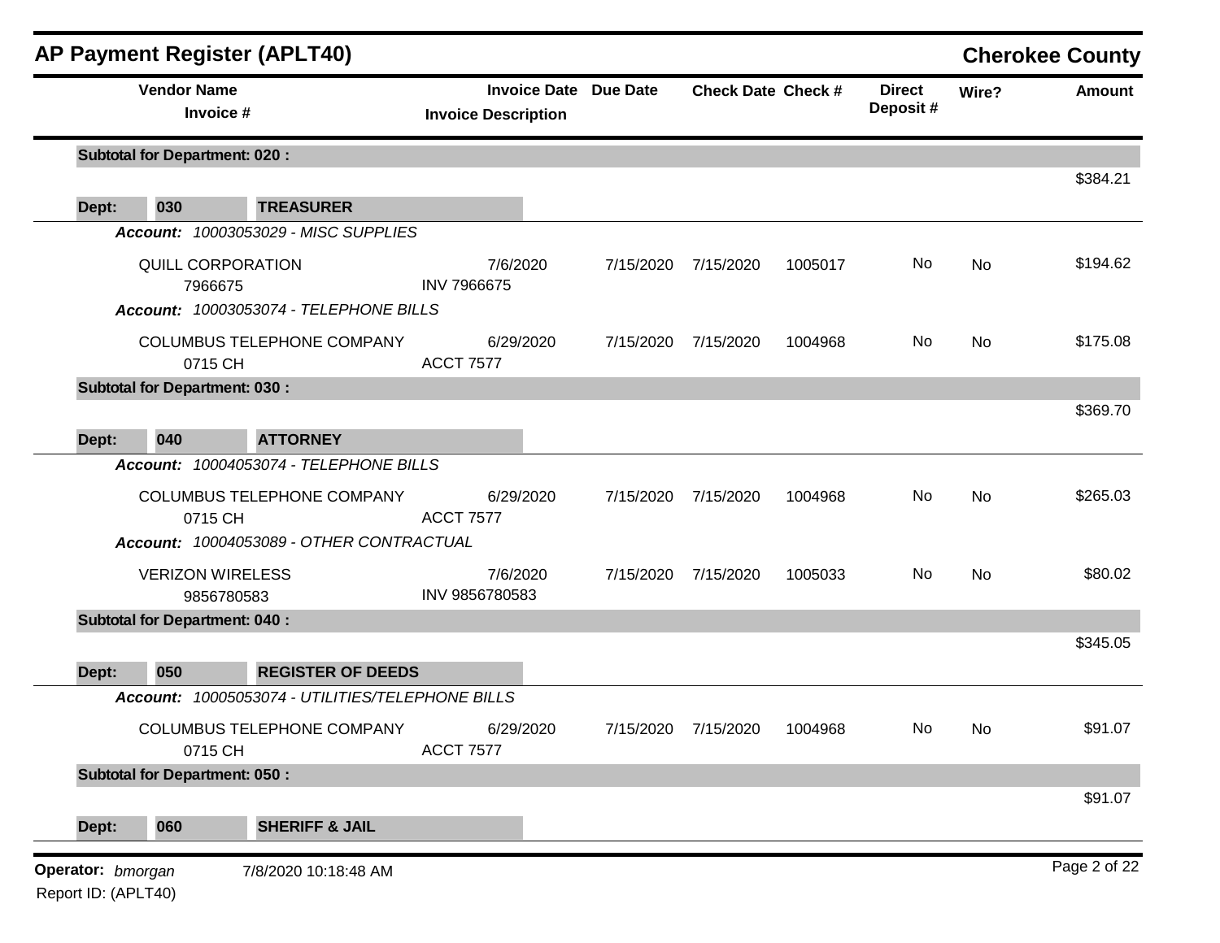## AP Payment Register (APLT40) — Cherokee County

| Vendor Name / Invoice # | Invoice Date / Invoice Description | Due Date | Check Date | Check # | Direct Deposit # | Wire? | Amount |
|---|---|---|---|---|---|---|---|
| **Subtotal for Department: 020 :** | | | | | | | $384.21 |
| **Dept: 030 TREASURER** | | | | | | | |
| *Account: 10003053029 - MISC SUPPLIES* | | | | | | | |
| QUILL CORPORATION<br>7966675 | 7/6/2020<br>INV 7966675 | 7/15/2020 | 7/15/2020 | 1005017 | No | No | $194.62 |
| *Account: 10003053074 - TELEPHONE BILLS* | | | | | | | |
| COLUMBUS TELEPHONE COMPANY<br>0715 CH | 6/29/2020<br>ACCT 7577 | 7/15/2020 | 7/15/2020 | 1004968 | No | No | $175.08 |
| **Subtotal for Department: 030 :** | | | | | | | $369.70 |
| **Dept: 040 ATTORNEY** | | | | | | | |
| *Account: 10004053074 - TELEPHONE BILLS* | | | | | | | |
| COLUMBUS TELEPHONE COMPANY<br>0715 CH | 6/29/2020<br>ACCT 7577 | 7/15/2020 | 7/15/2020 | 1004968 | No | No | $265.03 |
| *Account: 10004053089 - OTHER CONTRACTUAL* | | | | | | | |
| VERIZON WIRELESS<br>9856780583 | 7/6/2020<br>INV 9856780583 | 7/15/2020 | 7/15/2020 | 1005033 | No | No | $80.02 |
| **Subtotal for Department: 040 :** | | | | | | | $345.05 |
| **Dept: 050 REGISTER OF DEEDS** | | | | | | | |
| *Account: 10005053074 - UTILITIES/TELEPHONE BILLS* | | | | | | | |
| COLUMBUS TELEPHONE COMPANY<br>0715 CH | 6/29/2020<br>ACCT 7577 | 7/15/2020 | 7/15/2020 | 1004968 | No | No | $91.07 |
| **Subtotal for Department: 050 :** | | | | | | | $91.07 |
| **Dept: 060 SHERIFF & JAIL** | | | | | | | |

Operator: *bmorgan* 7/8/2020 10:18:48 AM
Report ID: (APLT40)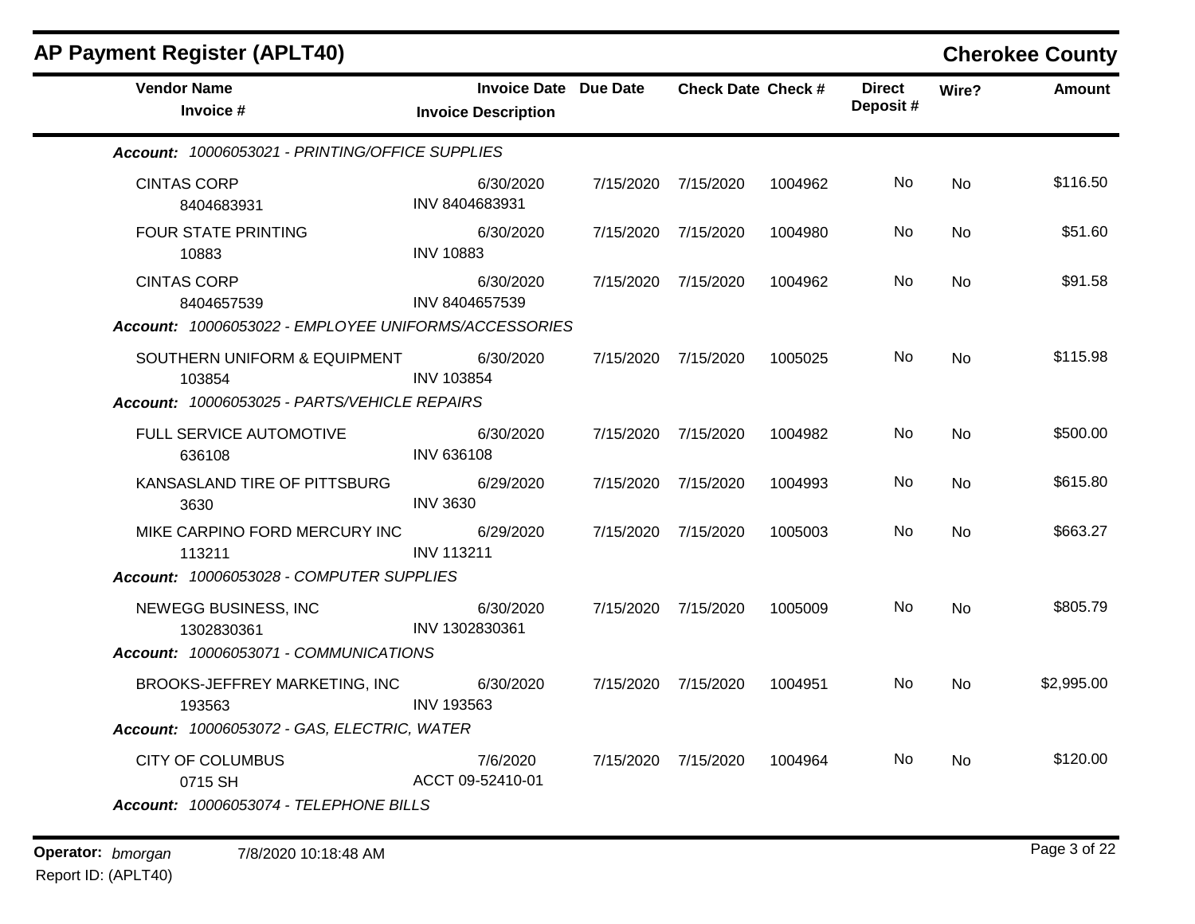## AP Payment Register (APLT40)

**Cherokee County**

| Vendor Name / Invoice # | Invoice Date / Invoice Description | Due Date | Check Date | Check # | Direct Deposit # | Wire? | Amount |
|---|---|---|---|---|---|---|---|
| ***Account: 10006053021 - PRINTING/OFFICE SUPPLIES*** | | | | | | | |
| CINTAS CORP 8404683931 | 6/30/2020 INV 8404683931 | 7/15/2020 | 7/15/2020 | 1004962 | No | No | $116.50 |
| FOUR STATE PRINTING 10883 | 6/30/2020 INV 10883 | 7/15/2020 | 7/15/2020 | 1004980 | No | No | $51.60 |
| CINTAS CORP 8404657539 | 6/30/2020 INV 8404657539 | 7/15/2020 | 7/15/2020 | 1004962 | No | No | $91.58 |
| ***Account: 10006053022 - EMPLOYEE UNIFORMS/ACCESSORIES*** | | | | | | | |
| SOUTHERN UNIFORM & EQUIPMENT 103854 | 6/30/2020 INV 103854 | 7/15/2020 | 7/15/2020 | 1005025 | No | No | $115.98 |
| ***Account: 10006053025 - PARTS/VEHICLE REPAIRS*** | | | | | | | |
| FULL SERVICE AUTOMOTIVE 636108 | 6/30/2020 INV 636108 | 7/15/2020 | 7/15/2020 | 1004982 | No | No | $500.00 |
| KANSASLAND TIRE OF PITTSBURG 3630 | 6/29/2020 INV 3630 | 7/15/2020 | 7/15/2020 | 1004993 | No | No | $615.80 |
| MIKE CARPINO FORD MERCURY INC 113211 | 6/29/2020 INV 113211 | 7/15/2020 | 7/15/2020 | 1005003 | No | No | $663.27 |
| ***Account: 10006053028 - COMPUTER SUPPLIES*** | | | | | | | |
| NEWEGG BUSINESS, INC 1302830361 | 6/30/2020 INV 1302830361 | 7/15/2020 | 7/15/2020 | 1005009 | No | No | $805.79 |
| ***Account: 10006053071 - COMMUNICATIONS*** | | | | | | | |
| BROOKS-JEFFREY MARKETING, INC 193563 | 6/30/2020 INV 193563 | 7/15/2020 | 7/15/2020 | 1004951 | No | No | $2,995.00 |
| ***Account: 10006053072 - GAS, ELECTRIC, WATER*** | | | | | | | |
| CITY OF COLUMBUS 0715 SH | 7/6/2020 ACCT 09-52410-01 | 7/15/2020 | 7/15/2020 | 1004964 | No | No | $120.00 |
| ***Account: 10006053074 - TELEPHONE BILLS*** | | | | | | | |

**Operator:** *bmorgan* 7/8/2020 10:18:48 AM

Report ID: (APLT40)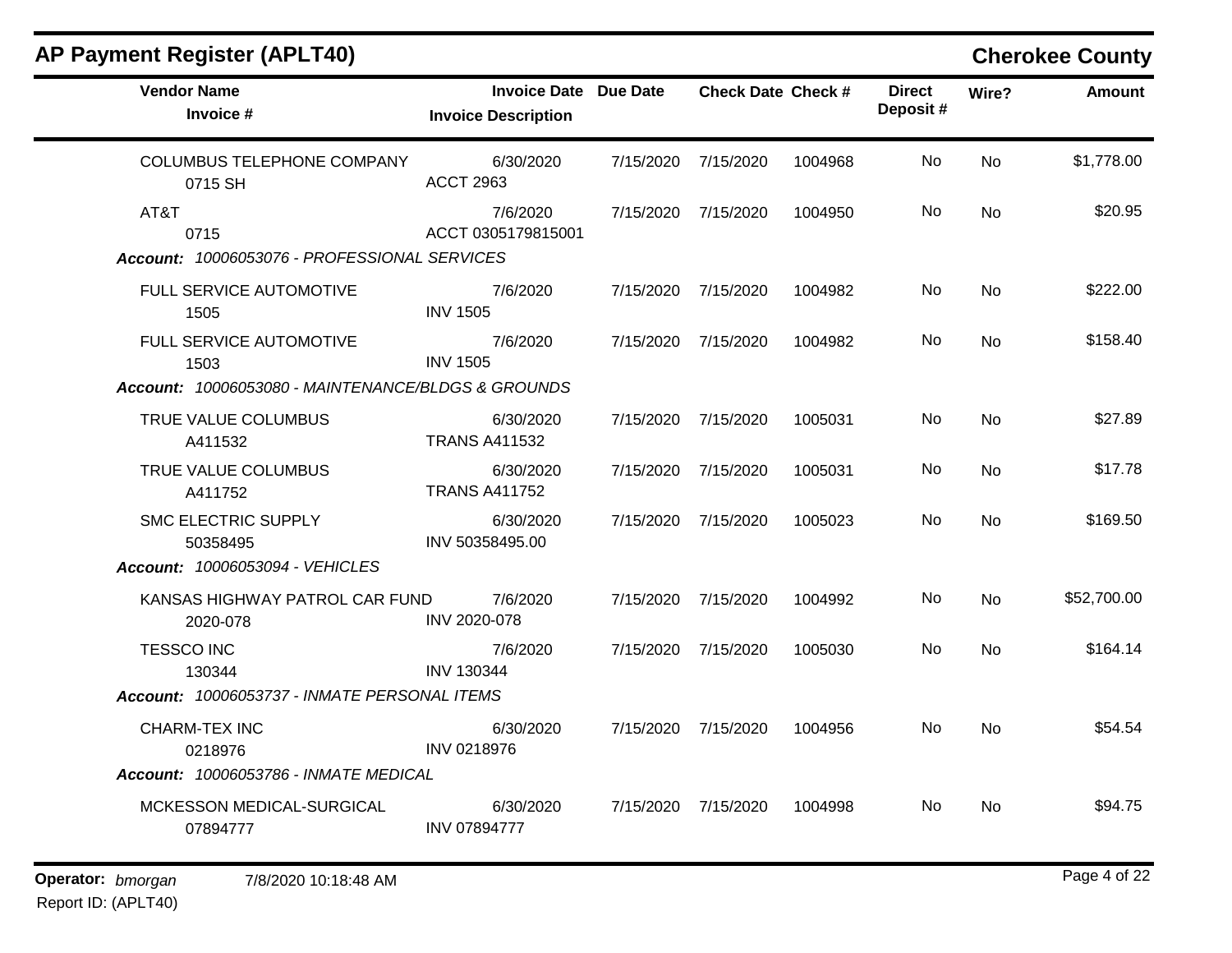## AP Payment Register (APLT40)

**Cherokee County**

| Vendor Name / Invoice # | Invoice Date / Invoice Description | Due Date | Check Date | Check # | Direct Deposit # | Wire? | Amount |
|---|---|---|---|---|---|---|---|
| COLUMBUS TELEPHONE COMPANY<br>0715 SH | 6/30/2020<br>ACCT 2963 | 7/15/2020 | 7/15/2020 | 1004968 | No | No | $1,778.00 |
| AT&T<br>0715 | 7/6/2020<br>ACCT 0305179815001 | 7/15/2020 | 7/15/2020 | 1004950 | No | No | $20.95 |
| ***Account:*** *10006053076 - PROFESSIONAL SERVICES* | | | | | | | |
| FULL SERVICE AUTOMOTIVE<br>1505 | 7/6/2020<br>INV 1505 | 7/15/2020 | 7/15/2020 | 1004982 | No | No | $222.00 |
| FULL SERVICE AUTOMOTIVE<br>1503 | 7/6/2020<br>INV 1505 | 7/15/2020 | 7/15/2020 | 1004982 | No | No | $158.40 |
| ***Account:*** *10006053080 - MAINTENANCE/BLDGS & GROUNDS* | | | | | | | |
| TRUE VALUE COLUMBUS<br>A411532 | 6/30/2020<br>TRANS A411532 | 7/15/2020 | 7/15/2020 | 1005031 | No | No | $27.89 |
| TRUE VALUE COLUMBUS<br>A411752 | 6/30/2020<br>TRANS A411752 | 7/15/2020 | 7/15/2020 | 1005031 | No | No | $17.78 |
| SMC ELECTRIC SUPPLY<br>50358495 | 6/30/2020<br>INV 50358495.00 | 7/15/2020 | 7/15/2020 | 1005023 | No | No | $169.50 |
| ***Account:*** *10006053094 - VEHICLES* | | | | | | | |
| KANSAS HIGHWAY PATROL CAR FUND<br>2020-078 | 7/6/2020<br>INV 2020-078 | 7/15/2020 | 7/15/2020 | 1004992 | No | No | $52,700.00 |
| TESSCO INC<br>130344 | 7/6/2020<br>INV 130344 | 7/15/2020 | 7/15/2020 | 1005030 | No | No | $164.14 |
| ***Account:*** *10006053737 - INMATE PERSONAL ITEMS* | | | | | | | |
| CHARM-TEX INC<br>0218976 | 6/30/2020<br>INV 0218976 | 7/15/2020 | 7/15/2020 | 1004956 | No | No | $54.54 |
| ***Account:*** *10006053786 - INMATE MEDICAL* | | | | | | | |
| MCKESSON MEDICAL-SURGICAL<br>07894777 | 6/30/2020<br>INV 07894777 | 7/15/2020 | 7/15/2020 | 1004998 | No | No | $94.75 |

**Operator:** *bmorgan* 7/8/2020 10:18:48 AM

Report ID: (APLT40)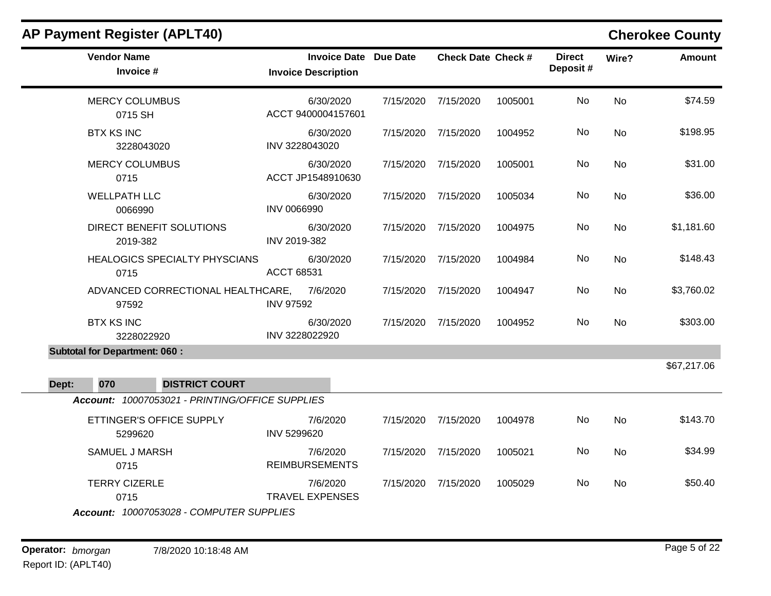## AP Payment Register (APLT40)

**Cherokee County**

| Vendor Name / Invoice # | Invoice Date / Invoice Description | Due Date | Check Date | Check # | Direct Deposit # | Wire? | Amount |
|---|---|---|---|---|---|---|---|
| MERCY COLUMBUS<br>0715 SH | 6/30/2020<br>ACCT 9400004157601 | 7/15/2020 | 7/15/2020 | 1005001 | No | No | $74.59 |
| BTX KS INC<br>3228043020 | 6/30/2020<br>INV 3228043020 | 7/15/2020 | 7/15/2020 | 1004952 | No | No | $198.95 |
| MERCY COLUMBUS<br>0715 | 6/30/2020<br>ACCT JP1548910630 | 7/15/2020 | 7/15/2020 | 1005001 | No | No | $31.00 |
| WELLPATH LLC<br>0066990 | 6/30/2020<br>INV 0066990 | 7/15/2020 | 7/15/2020 | 1005034 | No | No | $36.00 |
| DIRECT BENEFIT SOLUTIONS<br>2019-382 | 6/30/2020<br>INV 2019-382 | 7/15/2020 | 7/15/2020 | 1004975 | No | No | $1,181.60 |
| HEALOGICS SPECIALTY PHYSCIANS<br>0715 | 6/30/2020<br>ACCT 68531 | 7/15/2020 | 7/15/2020 | 1004984 | No | No | $148.43 |
| ADVANCED CORRECTIONAL HEALTHCARE,<br>97592 | 7/6/2020<br>INV 97592 | 7/15/2020 | 7/15/2020 | 1004947 | No | No | $3,760.02 |
| BTX KS INC<br>3228022920 | 6/30/2020<br>INV 3228022920 | 7/15/2020 | 7/15/2020 | 1004952 | No | No | $303.00 |
| **Subtotal for Department: 060 :** | | | | | | | $67,217.06 |

**Dept: 070 DISTRICT COURT**

***Account:*** *10007053021 - PRINTING/OFFICE SUPPLIES*

| Vendor Name / Invoice # | Invoice Date / Invoice Description | Due Date | Check Date | Check # | Direct Deposit # | Wire? | Amount |
|---|---|---|---|---|---|---|---|
| ETTINGER'S OFFICE SUPPLY<br>5299620 | 7/6/2020<br>INV 5299620 | 7/15/2020 | 7/15/2020 | 1004978 | No | No | $143.70 |
| SAMUEL J MARSH<br>0715 | 7/6/2020<br>REIMBURSEMENTS | 7/15/2020 | 7/15/2020 | 1005021 | No | No | $34.99 |
| TERRY CIZERLE<br>0715 | 7/6/2020<br>TRAVEL EXPENSES | 7/15/2020 | 7/15/2020 | 1005029 | No | No | $50.40 |

***Account:*** *10007053028 - COMPUTER SUPPLIES*

**Operator:** *bmorgan* 7/8/2020 10:18:48 AM

Report ID: (APLT40)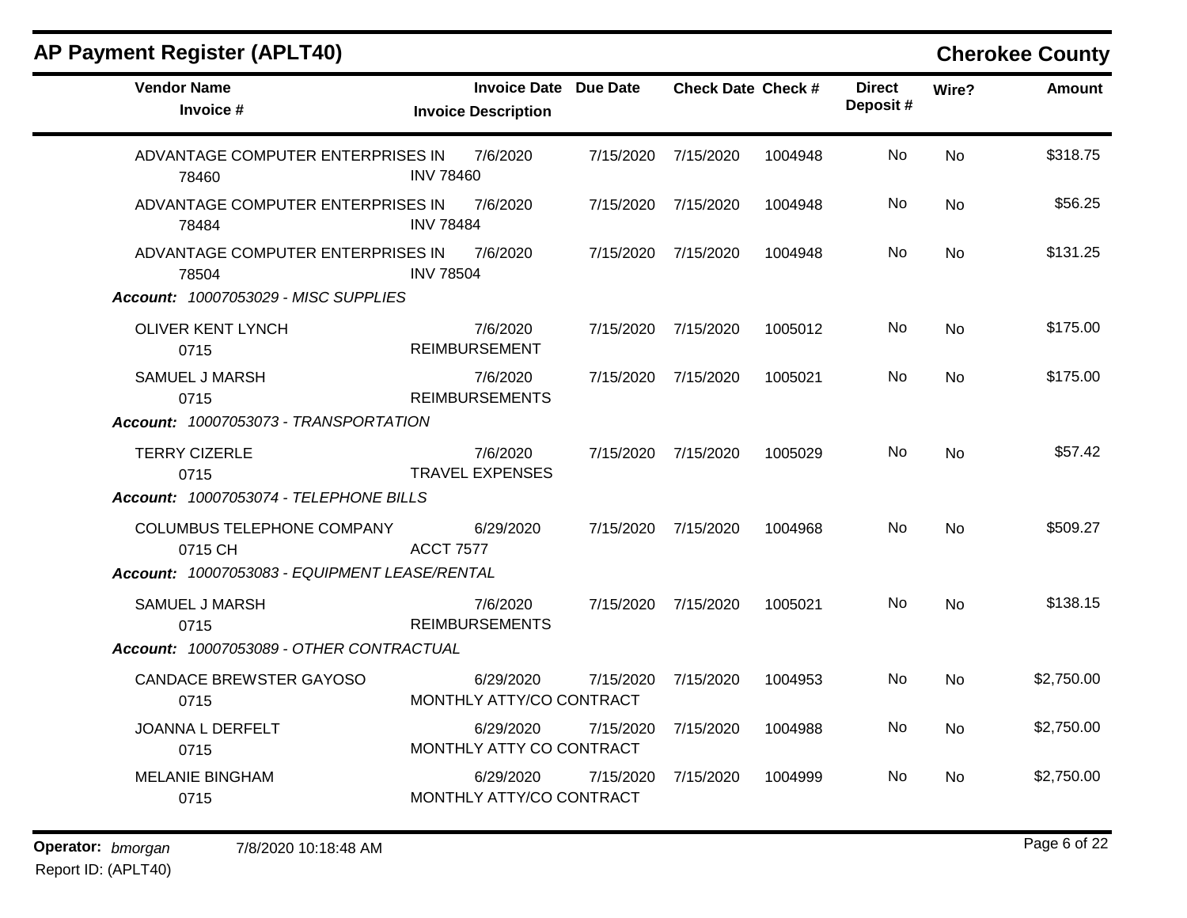## AP Payment Register (APLT40)

**Cherokee County**

| Vendor Name / Invoice # | Invoice Date / Invoice Description | Due Date | Check Date | Check # | Direct Deposit # | Wire? | Amount |
|---|---|---|---|---|---|---|---|
| ADVANTAGE COMPUTER ENTERPRISES IN 78460 | 7/6/2020 INV 78460 | 7/15/2020 | 7/15/2020 | 1004948 | No | No | $318.75 |
| ADVANTAGE COMPUTER ENTERPRISES IN 78484 | 7/6/2020 INV 78484 | 7/15/2020 | 7/15/2020 | 1004948 | No | No | $56.25 |
| ADVANTAGE COMPUTER ENTERPRISES IN 78504 | 7/6/2020 INV 78504 | 7/15/2020 | 7/15/2020 | 1004948 | No | No | $131.25 |
| ***Account:* 10007053029 - MISC SUPPLIES** | | | | | | | |
| OLIVER KENT LYNCH 0715 | 7/6/2020 REIMBURSEMENT | 7/15/2020 | 7/15/2020 | 1005012 | No | No | $175.00 |
| SAMUEL J MARSH 0715 | 7/6/2020 REIMBURSEMENTS | 7/15/2020 | 7/15/2020 | 1005021 | No | No | $175.00 |
| ***Account:* 10007053073 - TRANSPORTATION** | | | | | | | |
| TERRY CIZERLE 0715 | 7/6/2020 TRAVEL EXPENSES | 7/15/2020 | 7/15/2020 | 1005029 | No | No | $57.42 |
| ***Account:* 10007053074 - TELEPHONE BILLS** | | | | | | | |
| COLUMBUS TELEPHONE COMPANY 0715 CH | 6/29/2020 ACCT 7577 | 7/15/2020 | 7/15/2020 | 1004968 | No | No | $509.27 |
| ***Account:* 10007053083 - EQUIPMENT LEASE/RENTAL** | | | | | | | |
| SAMUEL J MARSH 0715 | 7/6/2020 REIMBURSEMENTS | 7/15/2020 | 7/15/2020 | 1005021 | No | No | $138.15 |
| ***Account:* 10007053089 - OTHER CONTRACTUAL** | | | | | | | |
| CANDACE BREWSTER GAYOSO 0715 | 6/29/2020 MONTHLY ATTY/CO CONTRACT | 7/15/2020 | 7/15/2020 | 1004953 | No | No | $2,750.00 |
| JOANNA L DERFELT 0715 | 6/29/2020 MONTHLY ATTY CO CONTRACT | 7/15/2020 | 7/15/2020 | 1004988 | No | No | $2,750.00 |
| MELANIE BINGHAM 0715 | 6/29/2020 MONTHLY ATTY/CO CONTRACT | 7/15/2020 | 7/15/2020 | 1004999 | No | No | $2,750.00 |

**Operator:** *bmorgan* 7/8/2020 10:18:48 AM
Report ID: (APLT40)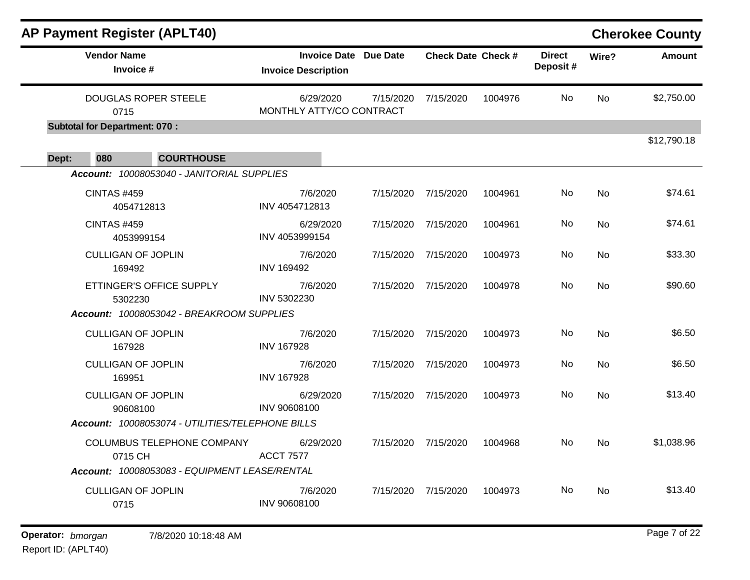## AP Payment Register (APLT40)

**Cherokee County**

| Vendor Name / Invoice # | Invoice Date / Invoice Description | Due Date | Check Date | Check # | Direct Deposit # | Wire? | Amount |
|---|---|---|---|---|---|---|---|
| DOUGLAS ROPER STEELE<br>0715 | 6/29/2020<br>MONTHLY ATTY/CO CONTRACT | 7/15/2020 | 7/15/2020 | 1004976 | No | No | $2,750.00 |
| **Subtotal for Department: 070 :** | | | | | | | $12,790.18 |

**Dept: 080 COURTHOUSE**

***Account:*** *10008053040 - JANITORIAL SUPPLIES*

| Vendor Name / Invoice # | Invoice Date / Invoice Description | Due Date | Check Date | Check # | Direct Deposit # | Wire? | Amount |
|---|---|---|---|---|---|---|---|
| CINTAS #459<br>4054712813 | 7/6/2020<br>INV 4054712813 | 7/15/2020 | 7/15/2020 | 1004961 | No | No | $74.61 |
| CINTAS #459<br>4053999154 | 6/29/2020<br>INV 4053999154 | 7/15/2020 | 7/15/2020 | 1004961 | No | No | $74.61 |
| CULLIGAN OF JOPLIN<br>169492 | 7/6/2020<br>INV 169492 | 7/15/2020 | 7/15/2020 | 1004973 | No | No | $33.30 |
| ETTINGER'S OFFICE SUPPLY<br>5302230 | 7/6/2020<br>INV 5302230 | 7/15/2020 | 7/15/2020 | 1004978 | No | No | $90.60 |

***Account:*** *10008053042 - BREAKROOM SUPPLIES*

| Vendor Name / Invoice # | Invoice Date / Invoice Description | Due Date | Check Date | Check # | Direct Deposit # | Wire? | Amount |
|---|---|---|---|---|---|---|---|
| CULLIGAN OF JOPLIN<br>167928 | 7/6/2020<br>INV 167928 | 7/15/2020 | 7/15/2020 | 1004973 | No | No | $6.50 |
| CULLIGAN OF JOPLIN<br>169951 | 7/6/2020<br>INV 167928 | 7/15/2020 | 7/15/2020 | 1004973 | No | No | $6.50 |
| CULLIGAN OF JOPLIN<br>90608100 | 6/29/2020<br>INV 90608100 | 7/15/2020 | 7/15/2020 | 1004973 | No | No | $13.40 |

***Account:*** *10008053074 - UTILITIES/TELEPHONE BILLS*

| Vendor Name / Invoice # | Invoice Date / Invoice Description | Due Date | Check Date | Check # | Direct Deposit # | Wire? | Amount |
|---|---|---|---|---|---|---|---|
| COLUMBUS TELEPHONE COMPANY<br>0715 CH | 6/29/2020<br>ACCT 7577 | 7/15/2020 | 7/15/2020 | 1004968 | No | No | $1,038.96 |

***Account:*** *10008053083 - EQUIPMENT LEASE/RENTAL*

| Vendor Name / Invoice # | Invoice Date / Invoice Description | Due Date | Check Date | Check # | Direct Deposit # | Wire? | Amount |
|---|---|---|---|---|---|---|---|
| CULLIGAN OF JOPLIN<br>0715 | 7/6/2020<br>INV 90608100 | 7/15/2020 | 7/15/2020 | 1004973 | No | No | $13.40 |

**Operator:** *bmorgan* 7/8/2020 10:18:48 AM

Report ID: (APLT40)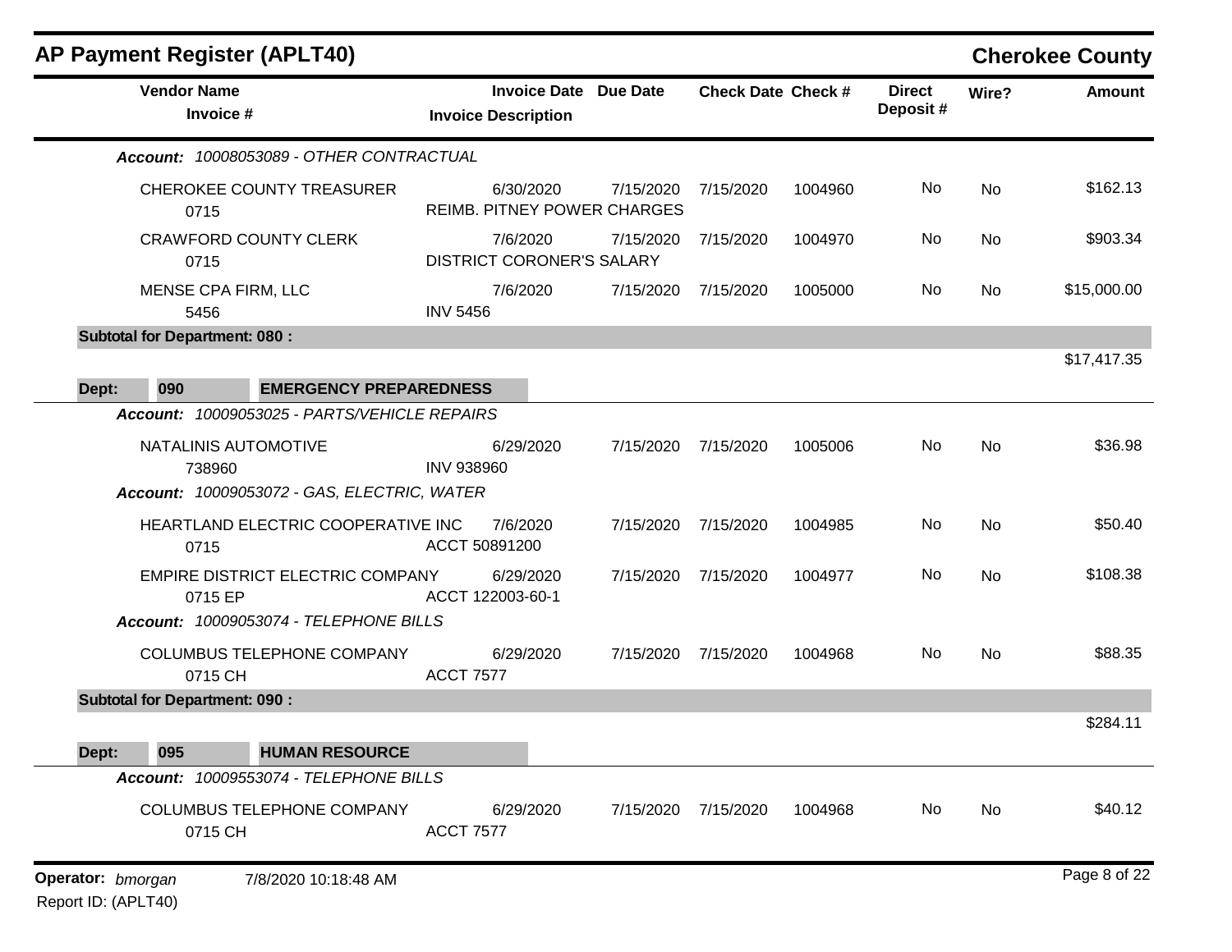## AP Payment Register (APLT40)

**Cherokee County**

| Vendor Name / Invoice # | Invoice Date / Invoice Description | Due Date | Check Date | Check # | Direct Deposit # | Wire? | Amount |
|---|---|---|---|---|---|---|---|
| ***Account: 10008053089 - OTHER CONTRACTUAL*** | | | | | | | |
| CHEROKEE COUNTY TREASURER<br>0715 | 6/30/2020<br>REIMB. PITNEY POWER CHARGES | 7/15/2020 | 7/15/2020 | 1004960 | No | No | $162.13 |
| CRAWFORD COUNTY CLERK<br>0715 | 7/6/2020<br>DISTRICT CORONER'S SALARY | 7/15/2020 | 7/15/2020 | 1004970 | No | No | $903.34 |
| MENSE CPA FIRM, LLC<br>5456 | 7/6/2020<br>INV 5456 | 7/15/2020 | 7/15/2020 | 1005000 | No | No | $15,000.00 |
| **Subtotal for Department: 080 :** | | | | | | | $17,417.35 |
| **Dept: 090 EMERGENCY PREPAREDNESS** | | | | | | | |
| ***Account: 10009053025 - PARTS/VEHICLE REPAIRS*** | | | | | | | |
| NATALINIS AUTOMOTIVE<br>738960 | 6/29/2020<br>INV 938960 | 7/15/2020 | 7/15/2020 | 1005006 | No | No | $36.98 |
| ***Account: 10009053072 - GAS, ELECTRIC, WATER*** | | | | | | | |
| HEARTLAND ELECTRIC COOPERATIVE INC<br>0715 | 7/6/2020<br>ACCT 50891200 | 7/15/2020 | 7/15/2020 | 1004985 | No | No | $50.40 |
| EMPIRE DISTRICT ELECTRIC COMPANY<br>0715 EP | 6/29/2020<br>ACCT 122003-60-1 | 7/15/2020 | 7/15/2020 | 1004977 | No | No | $108.38 |
| ***Account: 10009053074 - TELEPHONE BILLS*** | | | | | | | |
| COLUMBUS TELEPHONE COMPANY<br>0715 CH | 6/29/2020<br>ACCT 7577 | 7/15/2020 | 7/15/2020 | 1004968 | No | No | $88.35 |
| **Subtotal for Department: 090 :** | | | | | | | $284.11 |
| **Dept: 095 HUMAN RESOURCE** | | | | | | | |
| ***Account: 10009553074 - TELEPHONE BILLS*** | | | | | | | |
| COLUMBUS TELEPHONE COMPANY<br>0715 CH | 6/29/2020<br>ACCT 7577 | 7/15/2020 | 7/15/2020 | 1004968 | No | No | $40.12 |

**Operator:** *bmorgan* 7/8/2020 10:18:48 AM
Report ID: (APLT40)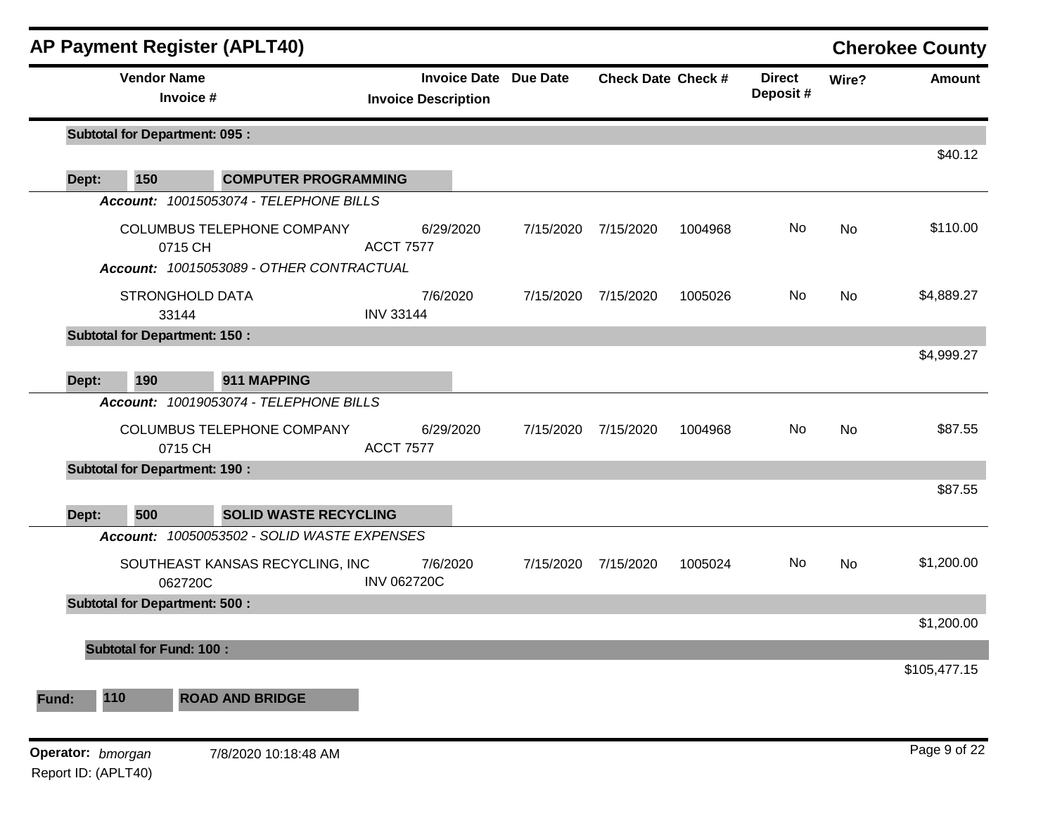## AP Payment Register (APLT40)

**Cherokee County**

| Vendor Name / Invoice # | Invoice Date / Invoice Description | Due Date | Check Date | Check # | Direct Deposit # | Wire? | Amount |
|---|---|---|---|---|---|---|---|
| **Subtotal for Department: 095 :** | | | | | | | $40.12 |
| **Dept: 150 COMPUTER PROGRAMMING** | | | | | | | |
| ***Account:*** *10015053074 - TELEPHONE BILLS* | | | | | | | |
| COLUMBUS TELEPHONE COMPANY<br>0715 CH | 6/29/2020<br>ACCT 7577 | 7/15/2020 | 7/15/2020 | 1004968 | No | No | $110.00 |
| ***Account:*** *10015053089 - OTHER CONTRACTUAL* | | | | | | | |
| STRONGHOLD DATA<br>33144 | 7/6/2020<br>INV 33144 | 7/15/2020 | 7/15/2020 | 1005026 | No | No | $4,889.27 |
| **Subtotal for Department: 150 :** | | | | | | | $4,999.27 |
| **Dept: 190 911 MAPPING** | | | | | | | |
| ***Account:*** *10019053074 - TELEPHONE BILLS* | | | | | | | |
| COLUMBUS TELEPHONE COMPANY<br>0715 CH | 6/29/2020<br>ACCT 7577 | 7/15/2020 | 7/15/2020 | 1004968 | No | No | $87.55 |
| **Subtotal for Department: 190 :** | | | | | | | $87.55 |
| **Dept: 500 SOLID WASTE RECYCLING** | | | | | | | |
| ***Account:*** *10050053502 - SOLID WASTE EXPENSES* | | | | | | | |
| SOUTHEAST KANSAS RECYCLING, INC<br>062720C | 7/6/2020<br>INV 062720C | 7/15/2020 | 7/15/2020 | 1005024 | No | No | $1,200.00 |
| **Subtotal for Department: 500 :** | | | | | | | $1,200.00 |
| **Subtotal for Fund: 100 :** | | | | | | | $105,477.15 |
| **Fund: 110 ROAD AND BRIDGE** | | | | | | | |

**Operator:** *bmorgan* 7/8/2020 10:18:48 AM
Report ID: (APLT40)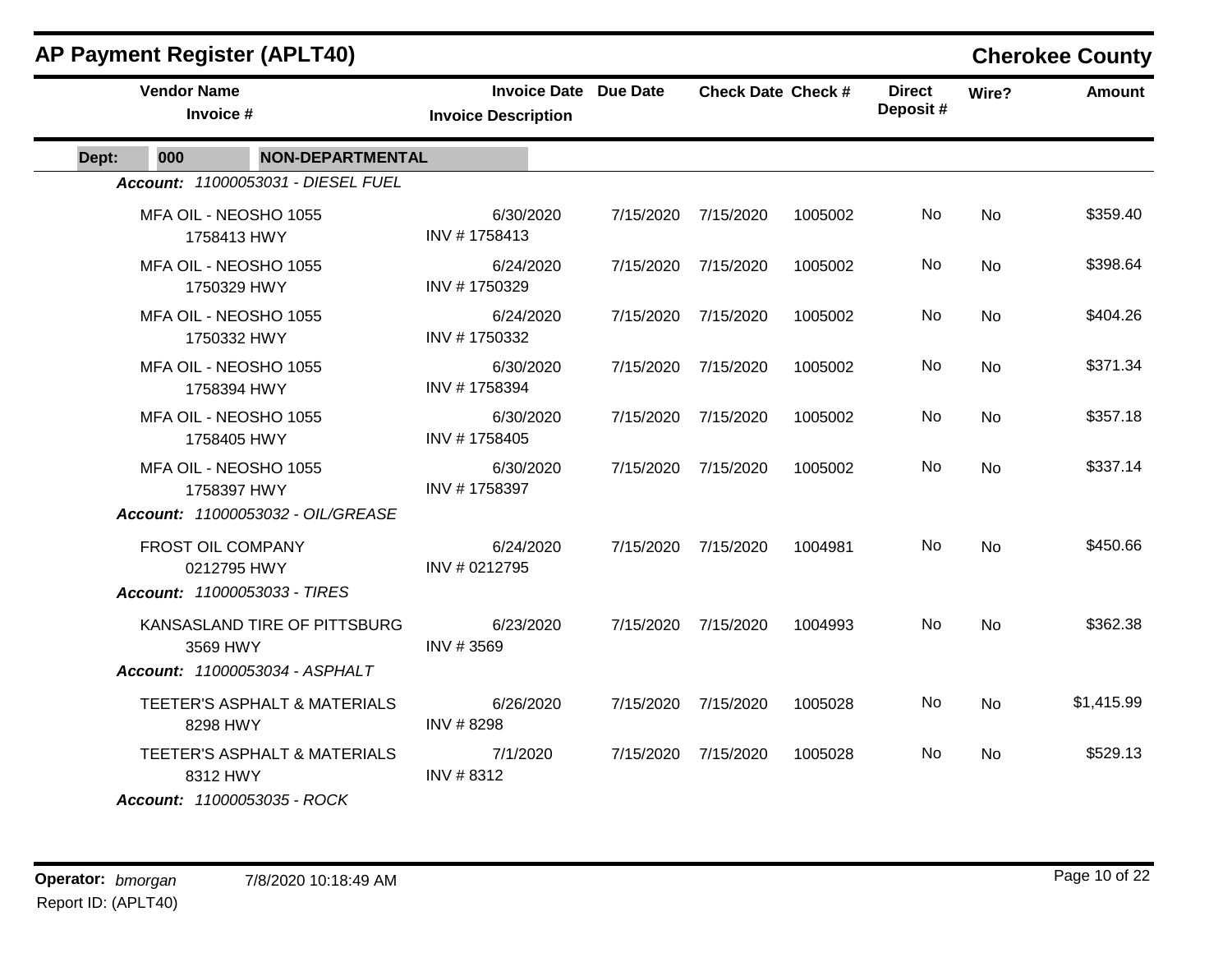# AP Payment Register (APLT40)

## Cherokee County

| Vendor Name / Invoice # | Invoice Date / Invoice Description | Due Date | Check Date | Check # | Direct Deposit # | Wire? | Amount |
|---|---|---|---|---|---|---|---|
| **Dept: 000 NON-DEPARTMENTAL** | | | | | | | |
| ***Account:* *11000053031 - DIESEL FUEL*** | | | | | | | |
| MFA OIL - NEOSHO 1055<br>1758413 HWY | 6/30/2020<br>INV # 1758413 | 7/15/2020 | 7/15/2020 | 1005002 | No | No | $359.40 |
| MFA OIL - NEOSHO 1055<br>1750329 HWY | 6/24/2020<br>INV # 1750329 | 7/15/2020 | 7/15/2020 | 1005002 | No | No | $398.64 |
| MFA OIL - NEOSHO 1055<br>1750332 HWY | 6/24/2020<br>INV # 1750332 | 7/15/2020 | 7/15/2020 | 1005002 | No | No | $404.26 |
| MFA OIL - NEOSHO 1055<br>1758394 HWY | 6/30/2020<br>INV # 1758394 | 7/15/2020 | 7/15/2020 | 1005002 | No | No | $371.34 |
| MFA OIL - NEOSHO 1055<br>1758405 HWY | 6/30/2020<br>INV # 1758405 | 7/15/2020 | 7/15/2020 | 1005002 | No | No | $357.18 |
| MFA OIL - NEOSHO 1055<br>1758397 HWY | 6/30/2020<br>INV # 1758397 | 7/15/2020 | 7/15/2020 | 1005002 | No | No | $337.14 |
| ***Account:* *11000053032 - OIL/GREASE*** | | | | | | | |
| FROST OIL COMPANY<br>0212795 HWY | 6/24/2020<br>INV # 0212795 | 7/15/2020 | 7/15/2020 | 1004981 | No | No | $450.66 |
| ***Account:* *11000053033 - TIRES*** | | | | | | | |
| KANSASLAND TIRE OF PITTSBURG<br>3569 HWY | 6/23/2020<br>INV # 3569 | 7/15/2020 | 7/15/2020 | 1004993 | No | No | $362.38 |
| ***Account:* *11000053034 - ASPHALT*** | | | | | | | |
| TEETER'S ASPHALT & MATERIALS<br>8298 HWY | 6/26/2020<br>INV # 8298 | 7/15/2020 | 7/15/2020 | 1005028 | No | No | $1,415.99 |
| TEETER'S ASPHALT & MATERIALS<br>8312 HWY | 7/1/2020<br>INV # 8312 | 7/15/2020 | 7/15/2020 | 1005028 | No | No | $529.13 |
| ***Account:* *11000053035 - ROCK*** | | | | | | | |

**Operator:** *bmorgan* 7/8/2020 10:18:49 AM

Report ID: (APLT40)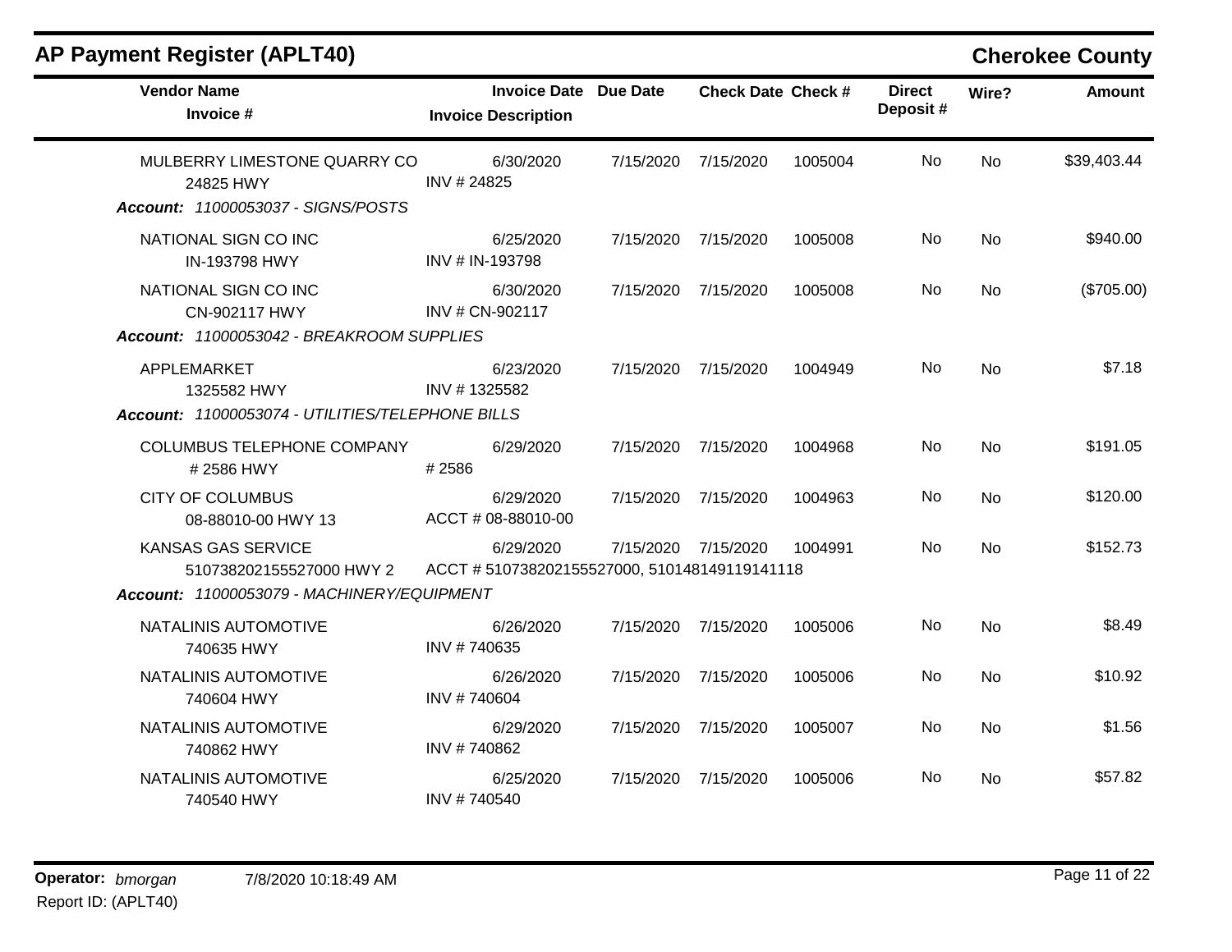## AP Payment Register (APLT40)

## Cherokee County

| Vendor Name / Invoice # | Invoice Date / Invoice Description | Due Date | Check Date | Check # | Direct Deposit # | Wire? | Amount |
|---|---|---|---|---|---|---|---|
| MULBERRY LIMESTONE QUARRY CO<br>24825 HWY | 6/30/2020<br>INV # 24825 | 7/15/2020 | 7/15/2020 | 1005004 | No | No | $39,403.44 |
| ***Account: 11000053037 - SIGNS/POSTS*** | | | | | | | |
| NATIONAL SIGN CO INC<br>IN-193798 HWY | 6/25/2020<br>INV # IN-193798 | 7/15/2020 | 7/15/2020 | 1005008 | No | No | $940.00 |
| NATIONAL SIGN CO INC<br>CN-902117 HWY | 6/30/2020<br>INV # CN-902117 | 7/15/2020 | 7/15/2020 | 1005008 | No | No | ($705.00) |
| ***Account: 11000053042 - BREAKROOM SUPPLIES*** | | | | | | | |
| APPLEMARKET<br>1325582 HWY | 6/23/2020<br>INV # 1325582 | 7/15/2020 | 7/15/2020 | 1004949 | No | No | $7.18 |
| ***Account: 11000053074 - UTILITIES/TELEPHONE BILLS*** | | | | | | | |
| COLUMBUS TELEPHONE COMPANY<br># 2586 HWY | 6/29/2020<br># 2586 | 7/15/2020 | 7/15/2020 | 1004968 | No | No | $191.05 |
| CITY OF COLUMBUS<br>08-88010-00 HWY 13 | 6/29/2020<br>ACCT # 08-88010-00 | 7/15/2020 | 7/15/2020 | 1004963 | No | No | $120.00 |
| KANSAS GAS SERVICE<br>510738202155527000 HWY 2 | 6/29/2020<br>ACCT # 510738202155527000, 510148149119141118 | 7/15/2020 | 7/15/2020 | 1004991 | No | No | $152.73 |
| ***Account: 11000053079 - MACHINERY/EQUIPMENT*** | | | | | | | |
| NATALINIS AUTOMOTIVE<br>740635 HWY | 6/26/2020<br>INV # 740635 | 7/15/2020 | 7/15/2020 | 1005006 | No | No | $8.49 |
| NATALINIS AUTOMOTIVE<br>740604 HWY | 6/26/2020<br>INV # 740604 | 7/15/2020 | 7/15/2020 | 1005006 | No | No | $10.92 |
| NATALINIS AUTOMOTIVE<br>740862 HWY | 6/29/2020<br>INV # 740862 | 7/15/2020 | 7/15/2020 | 1005007 | No | No | $1.56 |
| NATALINIS AUTOMOTIVE<br>740540 HWY | 6/25/2020<br>INV # 740540 | 7/15/2020 | 7/15/2020 | 1005006 | No | No | $57.82 |

**Operator:** *bmorgan* 7/8/2020 10:18:49 AM
Report ID: (APLT40)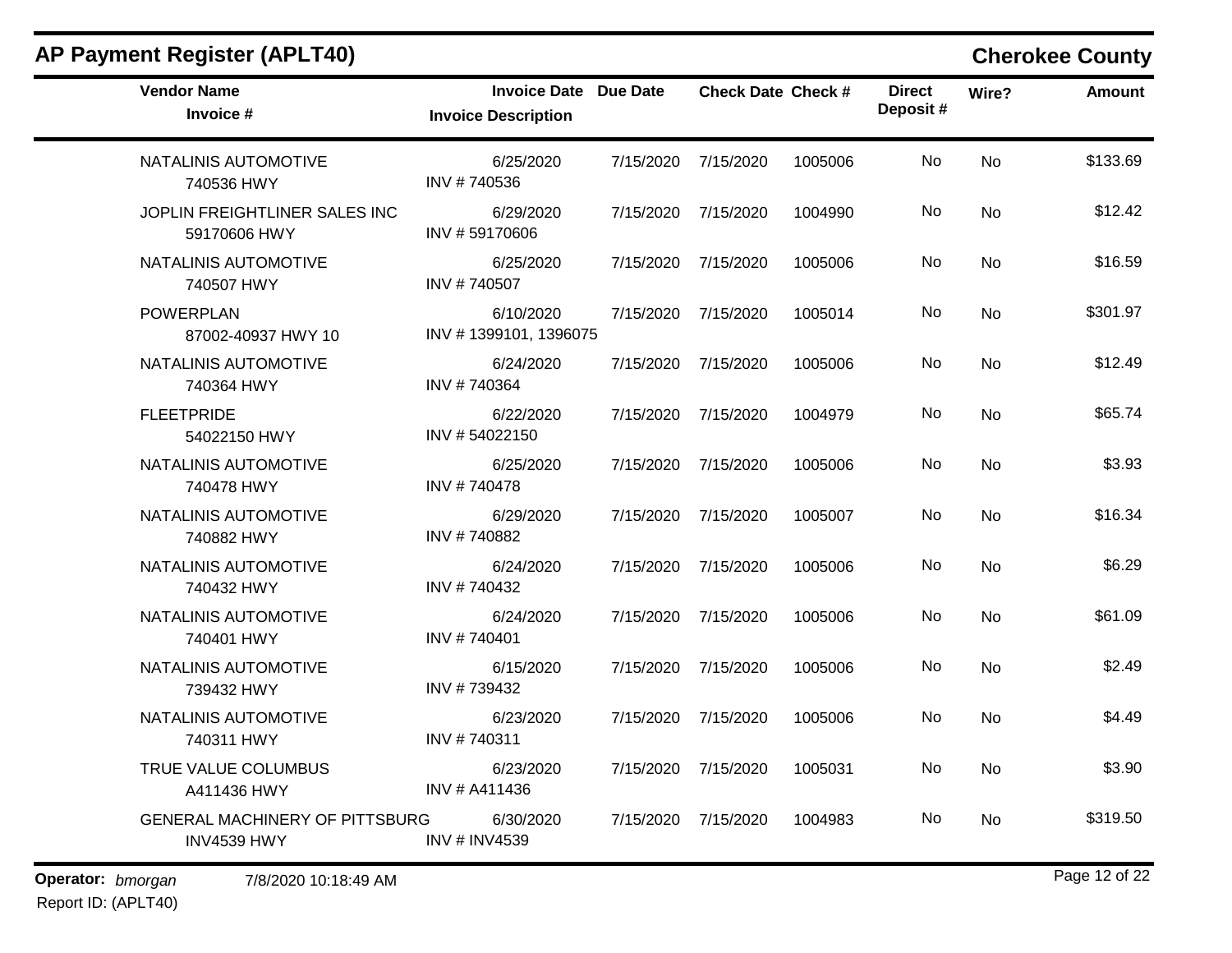## AP Payment Register (APLT40)

**Cherokee County**

| Vendor Name / Invoice # | Invoice Date / Invoice Description | Due Date | Check Date | Check # | Direct Deposit # | Wire? | Amount |
|---|---|---|---|---|---|---|---|
| NATALINIS AUTOMOTIVE<br>740536 HWY | 6/25/2020<br>INV # 740536 | 7/15/2020 | 7/15/2020 | 1005006 | No | No | $133.69 |
| JOPLIN FREIGHTLINER SALES INC<br>59170606 HWY | 6/29/2020<br>INV # 59170606 | 7/15/2020 | 7/15/2020 | 1004990 | No | No | $12.42 |
| NATALINIS AUTOMOTIVE<br>740507 HWY | 6/25/2020<br>INV # 740507 | 7/15/2020 | 7/15/2020 | 1005006 | No | No | $16.59 |
| POWERPLAN<br>87002-40937 HWY 10 | 6/10/2020<br>INV # 1399101, 1396075 | 7/15/2020 | 7/15/2020 | 1005014 | No | No | $301.97 |
| NATALINIS AUTOMOTIVE<br>740364 HWY | 6/24/2020<br>INV # 740364 | 7/15/2020 | 7/15/2020 | 1005006 | No | No | $12.49 |
| FLEETPRIDE<br>54022150 HWY | 6/22/2020<br>INV # 54022150 | 7/15/2020 | 7/15/2020 | 1004979 | No | No | $65.74 |
| NATALINIS AUTOMOTIVE<br>740478 HWY | 6/25/2020<br>INV # 740478 | 7/15/2020 | 7/15/2020 | 1005006 | No | No | $3.93 |
| NATALINIS AUTOMOTIVE<br>740882 HWY | 6/29/2020<br>INV # 740882 | 7/15/2020 | 7/15/2020 | 1005007 | No | No | $16.34 |
| NATALINIS AUTOMOTIVE<br>740432 HWY | 6/24/2020<br>INV # 740432 | 7/15/2020 | 7/15/2020 | 1005006 | No | No | $6.29 |
| NATALINIS AUTOMOTIVE<br>740401 HWY | 6/24/2020<br>INV # 740401 | 7/15/2020 | 7/15/2020 | 1005006 | No | No | $61.09 |
| NATALINIS AUTOMOTIVE<br>739432 HWY | 6/15/2020<br>INV # 739432 | 7/15/2020 | 7/15/2020 | 1005006 | No | No | $2.49 |
| NATALINIS AUTOMOTIVE<br>740311 HWY | 6/23/2020<br>INV # 740311 | 7/15/2020 | 7/15/2020 | 1005006 | No | No | $4.49 |
| TRUE VALUE COLUMBUS<br>A411436 HWY | 6/23/2020<br>INV # A411436 | 7/15/2020 | 7/15/2020 | 1005031 | No | No | $3.90 |
| GENERAL MACHINERY OF PITTSBURG<br>INV4539 HWY | 6/30/2020<br>INV # INV4539 | 7/15/2020 | 7/15/2020 | 1004983 | No | No | $319.50 |

**Operator:** *bmorgan* 7/8/2020 10:18:49 AM

Report ID: (APLT40)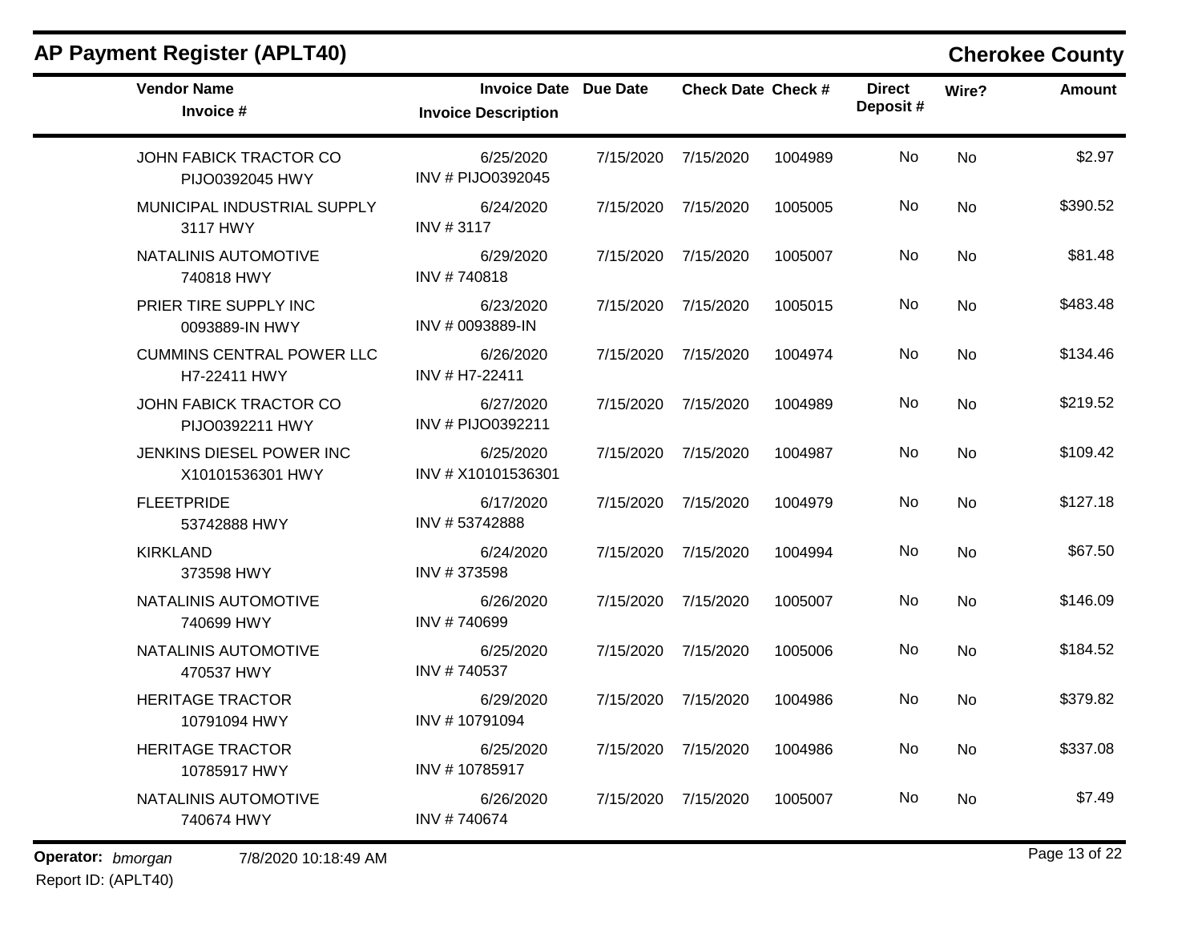## AP Payment Register (APLT40)

**Cherokee County**

| Vendor Name / Invoice # | Invoice Date / Invoice Description | Due Date | Check Date | Check # | Direct Deposit # | Wire? | Amount |
|---|---|---|---|---|---|---|---|
| JOHN FABICK TRACTOR CO<br>PIJO0392045 HWY | 6/25/2020<br>INV # PIJO0392045 | 7/15/2020 | 7/15/2020 | 1004989 | No | No | $2.97 |
| MUNICIPAL INDUSTRIAL SUPPLY<br>3117 HWY | 6/24/2020<br>INV # 3117 | 7/15/2020 | 7/15/2020 | 1005005 | No | No | $390.52 |
| NATALINIS AUTOMOTIVE<br>740818 HWY | 6/29/2020<br>INV # 740818 | 7/15/2020 | 7/15/2020 | 1005007 | No | No | $81.48 |
| PRIER TIRE SUPPLY INC<br>0093889-IN HWY | 6/23/2020<br>INV # 0093889-IN | 7/15/2020 | 7/15/2020 | 1005015 | No | No | $483.48 |
| CUMMINS CENTRAL POWER LLC<br>H7-22411 HWY | 6/26/2020<br>INV # H7-22411 | 7/15/2020 | 7/15/2020 | 1004974 | No | No | $134.46 |
| JOHN FABICK TRACTOR CO<br>PIJO0392211 HWY | 6/27/2020<br>INV # PIJO0392211 | 7/15/2020 | 7/15/2020 | 1004989 | No | No | $219.52 |
| JENKINS DIESEL POWER INC<br>X10101536301 HWY | 6/25/2020<br>INV # X10101536301 | 7/15/2020 | 7/15/2020 | 1004987 | No | No | $109.42 |
| FLEETPRIDE<br>53742888 HWY | 6/17/2020<br>INV # 53742888 | 7/15/2020 | 7/15/2020 | 1004979 | No | No | $127.18 |
| KIRKLAND<br>373598 HWY | 6/24/2020<br>INV # 373598 | 7/15/2020 | 7/15/2020 | 1004994 | No | No | $67.50 |
| NATALINIS AUTOMOTIVE<br>740699 HWY | 6/26/2020<br>INV # 740699 | 7/15/2020 | 7/15/2020 | 1005007 | No | No | $146.09 |
| NATALINIS AUTOMOTIVE<br>470537 HWY | 6/25/2020<br>INV # 740537 | 7/15/2020 | 7/15/2020 | 1005006 | No | No | $184.52 |
| HERITAGE TRACTOR<br>10791094 HWY | 6/29/2020<br>INV # 10791094 | 7/15/2020 | 7/15/2020 | 1004986 | No | No | $379.82 |
| HERITAGE TRACTOR<br>10785917 HWY | 6/25/2020<br>INV # 10785917 | 7/15/2020 | 7/15/2020 | 1004986 | No | No | $337.08 |
| NATALINIS AUTOMOTIVE<br>740674 HWY | 6/26/2020<br>INV # 740674 | 7/15/2020 | 7/15/2020 | 1005007 | No | No | $7.49 |

**Operator:** *bmorgan* 7/8/2020 10:18:49 AM
Report ID: (APLT40)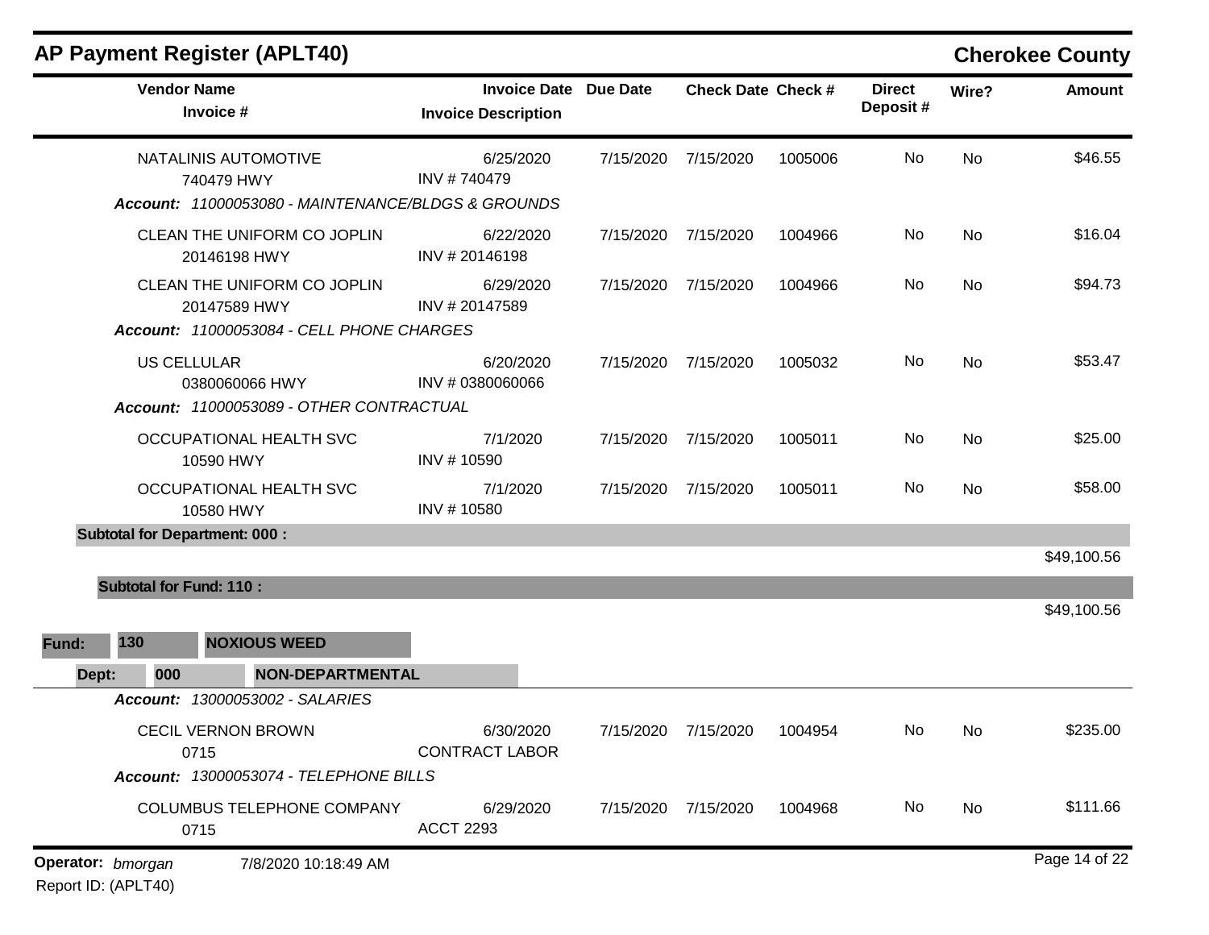## AP Payment Register (APLT40)

**Cherokee County**

| Vendor Name / Invoice # | Invoice Date / Invoice Description | Due Date | Check Date | Check # | Direct Deposit # | Wire? | Amount |
|---|---|---|---|---|---|---|---|
| NATALINIS AUTOMOTIVE<br>740479 HWY | 6/25/2020<br>INV # 740479 | 7/15/2020 | 7/15/2020 | 1005006 | No | No | $46.55 |
| ***Account:*** *11000053080 - MAINTENANCE/BLDGS & GROUNDS* | | | | | | | |
| CLEAN THE UNIFORM CO JOPLIN<br>20146198 HWY | 6/22/2020<br>INV # 20146198 | 7/15/2020 | 7/15/2020 | 1004966 | No | No | $16.04 |
| CLEAN THE UNIFORM CO JOPLIN<br>20147589 HWY | 6/29/2020<br>INV # 20147589 | 7/15/2020 | 7/15/2020 | 1004966 | No | No | $94.73 |
| ***Account:*** *11000053084 - CELL PHONE CHARGES* | | | | | | | |
| US CELLULAR<br>0380060066 HWY | 6/20/2020<br>INV # 0380060066 | 7/15/2020 | 7/15/2020 | 1005032 | No | No | $53.47 |
| ***Account:*** *11000053089 - OTHER CONTRACTUAL* | | | | | | | |
| OCCUPATIONAL HEALTH SVC<br>10590 HWY | 7/1/2020<br>INV # 10590 | 7/15/2020 | 7/15/2020 | 1005011 | No | No | $25.00 |
| OCCUPATIONAL HEALTH SVC<br>10580 HWY | 7/1/2020<br>INV # 10580 | 7/15/2020 | 7/15/2020 | 1005011 | No | No | $58.00 |
| **Subtotal for Department: 000 :** | | | | | | | $49,100.56 |
| **Subtotal for Fund: 110 :** | | | | | | | $49,100.56 |

**Fund: 130 NOXIOUS WEED**

**Dept: 000 NON-DEPARTMENTAL**

| Vendor Name / Invoice # | Invoice Date / Invoice Description | Due Date | Check Date | Check # | Direct Deposit # | Wire? | Amount |
|---|---|---|---|---|---|---|---|
| ***Account:*** *13000053002 - SALARIES* | | | | | | | |
| CECIL VERNON BROWN<br>0715 | 6/30/2020<br>CONTRACT LABOR | 7/15/2020 | 7/15/2020 | 1004954 | No | No | $235.00 |
| ***Account:*** *13000053074 - TELEPHONE BILLS* | | | | | | | |
| COLUMBUS TELEPHONE COMPANY<br>0715 | 6/29/2020<br>ACCT 2293 | 7/15/2020 | 7/15/2020 | 1004968 | No | No | $111.66 |

**Operator:** *bmorgan* 7/8/2020 10:18:49 AM

Report ID: (APLT40)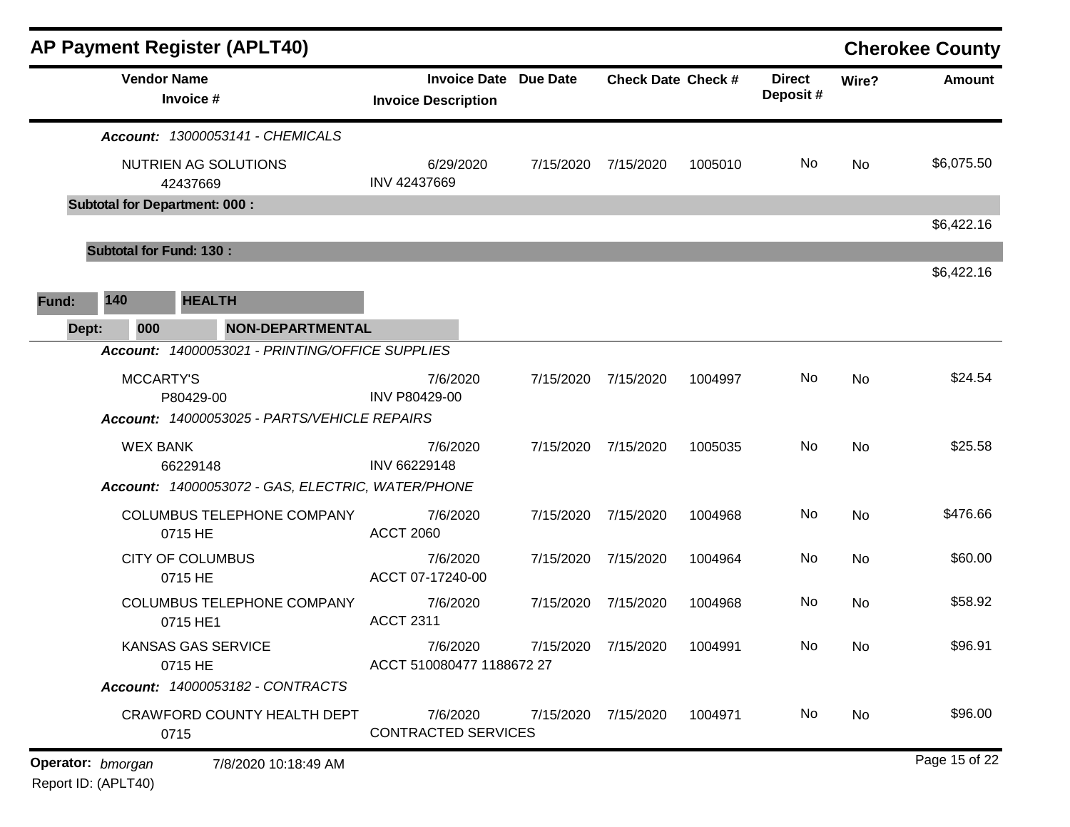## AP Payment Register (APLT40)

**Cherokee County**

| Vendor Name / Invoice # | Invoice Date / Invoice Description | Due Date | Check Date | Check # | Direct Deposit # | Wire? | Amount |
|---|---|---|---|---|---|---|---|
| ***Account:** 13000053141 - CHEMICALS* | | | | | | | |
| NUTRIEN AG SOLUTIONS 42437669 | 6/29/2020 INV 42437669 | 7/15/2020 | 7/15/2020 | 1005010 | No | No | $6,075.50 |
| **Subtotal for Department: 000 :** | | | | | | | $6,422.16 |
| **Subtotal for Fund: 130 :** | | | | | | | $6,422.16 |

**Fund:** 140 **HEALTH**

**Dept:** 000 **NON-DEPARTMENTAL**

| Vendor Name / Invoice # | Invoice Date / Invoice Description | Due Date | Check Date | Check # | Direct Deposit # | Wire? | Amount |
|---|---|---|---|---|---|---|---|
| ***Account:** 14000053021 - PRINTING/OFFICE SUPPLIES* | | | | | | | |
| MCCARTY'S P80429-00 | 7/6/2020 INV P80429-00 | 7/15/2020 | 7/15/2020 | 1004997 | No | No | $24.54 |
| ***Account:** 14000053025 - PARTS/VEHICLE REPAIRS* | | | | | | | |
| WEX BANK 66229148 | 7/6/2020 INV 66229148 | 7/15/2020 | 7/15/2020 | 1005035 | No | No | $25.58 |
| ***Account:** 14000053072 - GAS, ELECTRIC, WATER/PHONE* | | | | | | | |
| COLUMBUS TELEPHONE COMPANY 0715 HE | 7/6/2020 ACCT 2060 | 7/15/2020 | 7/15/2020 | 1004968 | No | No | $476.66 |
| CITY OF COLUMBUS 0715 HE | 7/6/2020 ACCT 07-17240-00 | 7/15/2020 | 7/15/2020 | 1004964 | No | No | $60.00 |
| COLUMBUS TELEPHONE COMPANY 0715 HE1 | 7/6/2020 ACCT 2311 | 7/15/2020 | 7/15/2020 | 1004968 | No | No | $58.92 |
| KANSAS GAS SERVICE 0715 HE | 7/6/2020 ACCT 510080477 1188672 27 | 7/15/2020 | 7/15/2020 | 1004991 | No | No | $96.91 |
| ***Account:** 14000053182 - CONTRACTS* | | | | | | | |
| CRAWFORD COUNTY HEALTH DEPT 0715 | 7/6/2020 CONTRACTED SERVICES | 7/15/2020 | 7/15/2020 | 1004971 | No | No | $96.00 |

**Operator:** *bmorgan* 7/8/2020 10:18:49 AM

Report ID: (APLT40)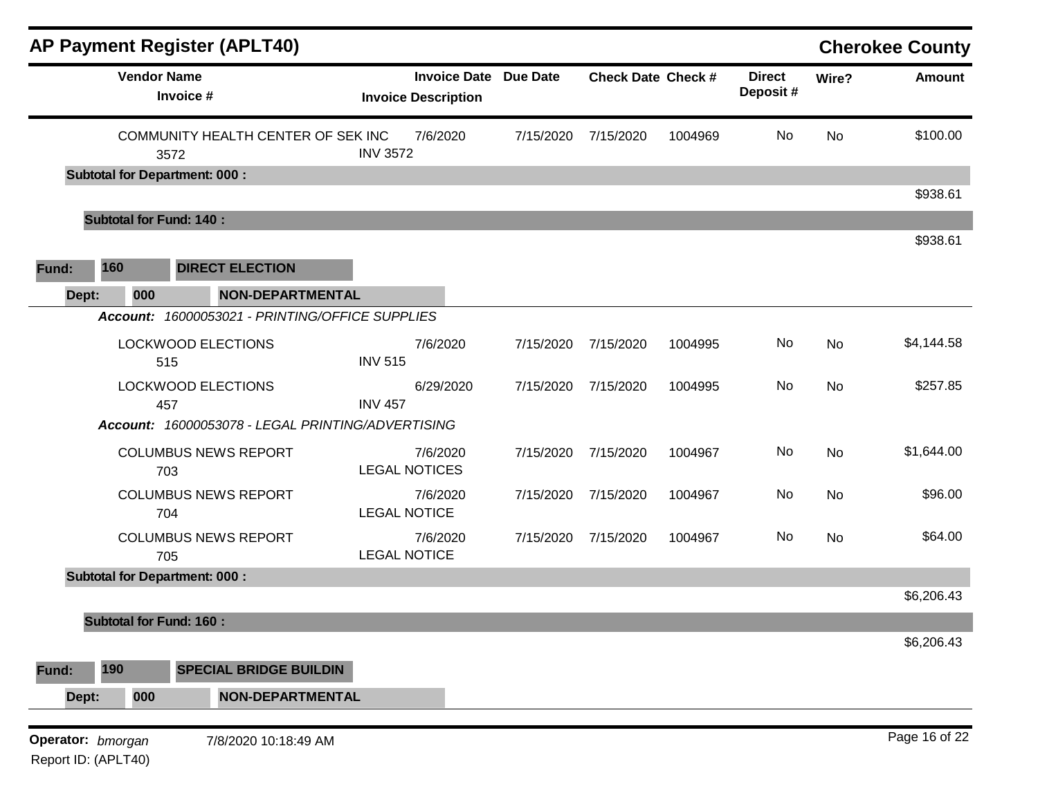| Vendor Name / Invoice # | Invoice Date / Invoice Description | Due Date | Check Date | Check # | Direct Deposit # | Wire? | Amount |
|---|---|---|---|---|---|---|---|
| COMMUNITY HEALTH CENTER OF SEK INC 3572 | 7/6/2020 INV 3572 | 7/15/2020 | 7/15/2020 | 1004969 | No | No | $100.00 |
| **Subtotal for Department: 000 :** | | | | | | | $938.61 |
| **Subtotal for Fund: 140 :** | | | | | | | $938.61 |

**Fund: 160 DIRECT ELECTION**

**Dept: 000 NON-DEPARTMENTAL**

***Account:*** *16000053021 - PRINTING/OFFICE SUPPLIES*

| Vendor Name / Invoice # | Invoice Date / Invoice Description | Due Date | Check Date | Check # | Direct Deposit # | Wire? | Amount |
|---|---|---|---|---|---|---|---|
| LOCKWOOD ELECTIONS 515 | 7/6/2020 INV 515 | 7/15/2020 | 7/15/2020 | 1004995 | No | No | $4,144.58 |
| LOCKWOOD ELECTIONS 457 | 6/29/2020 INV 457 | 7/15/2020 | 7/15/2020 | 1004995 | No | No | $257.85 |

***Account:*** *16000053078 - LEGAL PRINTING/ADVERTISING*

| Vendor Name / Invoice # | Invoice Date / Invoice Description | Due Date | Check Date | Check # | Direct Deposit # | Wire? | Amount |
|---|---|---|---|---|---|---|---|
| COLUMBUS NEWS REPORT 703 | 7/6/2020 LEGAL NOTICES | 7/15/2020 | 7/15/2020 | 1004967 | No | No | $1,644.00 |
| COLUMBUS NEWS REPORT 704 | 7/6/2020 LEGAL NOTICE | 7/15/2020 | 7/15/2020 | 1004967 | No | No | $96.00 |
| COLUMBUS NEWS REPORT 705 | 7/6/2020 LEGAL NOTICE | 7/15/2020 | 7/15/2020 | 1004967 | No | No | $64.00 |
| **Subtotal for Department: 000 :** | | | | | | | $6,206.43 |
| **Subtotal for Fund: 160 :** | | | | | | | $6,206.43 |

**Fund: 190 SPECIAL BRIDGE BUILDIN**

**Dept: 000 NON-DEPARTMENTAL**

**Operator:** *bmorgan* 7/8/2020 10:18:49 AM

Report ID: (APLT40)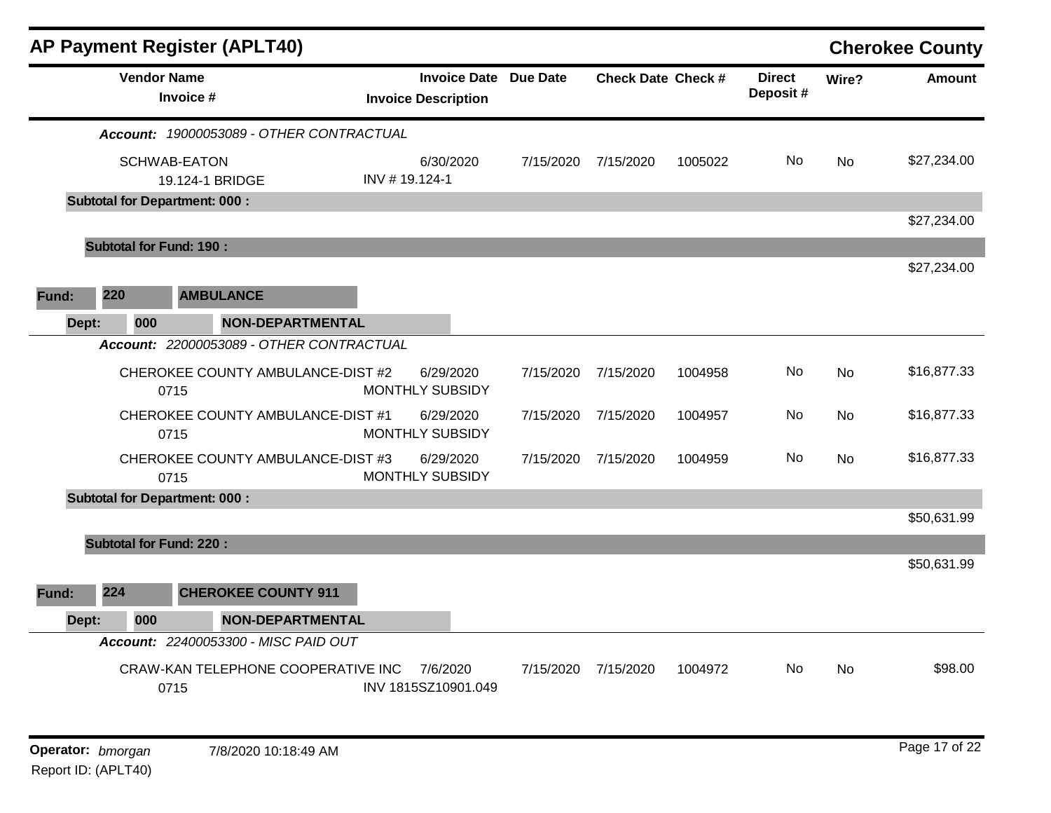## AP Payment Register (APLT40)

**Cherokee County**

| Vendor Name / Invoice # | Invoice Date / Invoice Description | Due Date | Check Date | Check # | Direct Deposit # | Wire? | Amount |
|---|---|---|---|---|---|---|---|
| ***Account:*** *19000053089 - OTHER CONTRACTUAL* | | | | | | | |
| SCHWAB-EATON<br>19.124-1 BRIDGE | 6/30/2020<br>INV # 19.124-1 | 7/15/2020 | 7/15/2020 | 1005022 | No | No | $27,234.00 |
| **Subtotal for Department: 000 :** | | | | | | | $27,234.00 |
| **Subtotal for Fund: 190 :** | | | | | | | $27,234.00 |
| **Fund: 220 AMBULANCE** | | | | | | | |
| **Dept: 000 NON-DEPARTMENTAL** | | | | | | | |
| ***Account:*** *22000053089 - OTHER CONTRACTUAL* | | | | | | | |
| CHEROKEE COUNTY AMBULANCE-DIST #2<br>0715 | 6/29/2020<br>MONTHLY SUBSIDY | 7/15/2020 | 7/15/2020 | 1004958 | No | No | $16,877.33 |
| CHEROKEE COUNTY AMBULANCE-DIST #1<br>0715 | 6/29/2020<br>MONTHLY SUBSIDY | 7/15/2020 | 7/15/2020 | 1004957 | No | No | $16,877.33 |
| CHEROKEE COUNTY AMBULANCE-DIST #3<br>0715 | 6/29/2020<br>MONTHLY SUBSIDY | 7/15/2020 | 7/15/2020 | 1004959 | No | No | $16,877.33 |
| **Subtotal for Department: 000 :** | | | | | | | $50,631.99 |
| **Subtotal for Fund: 220 :** | | | | | | | $50,631.99 |
| **Fund: 224 CHEROKEE COUNTY 911** | | | | | | | |
| **Dept: 000 NON-DEPARTMENTAL** | | | | | | | |
| ***Account:*** *22400053300 - MISC PAID OUT* | | | | | | | |
| CRAW-KAN TELEPHONE COOPERATIVE INC<br>0715 | 7/6/2020<br>INV 1815SZ10901.049 | 7/15/2020 | 7/15/2020 | 1004972 | No | No | $98.00 |

**Operator:** *bmorgan* 7/8/2020 10:18:49 AM
Report ID: (APLT40)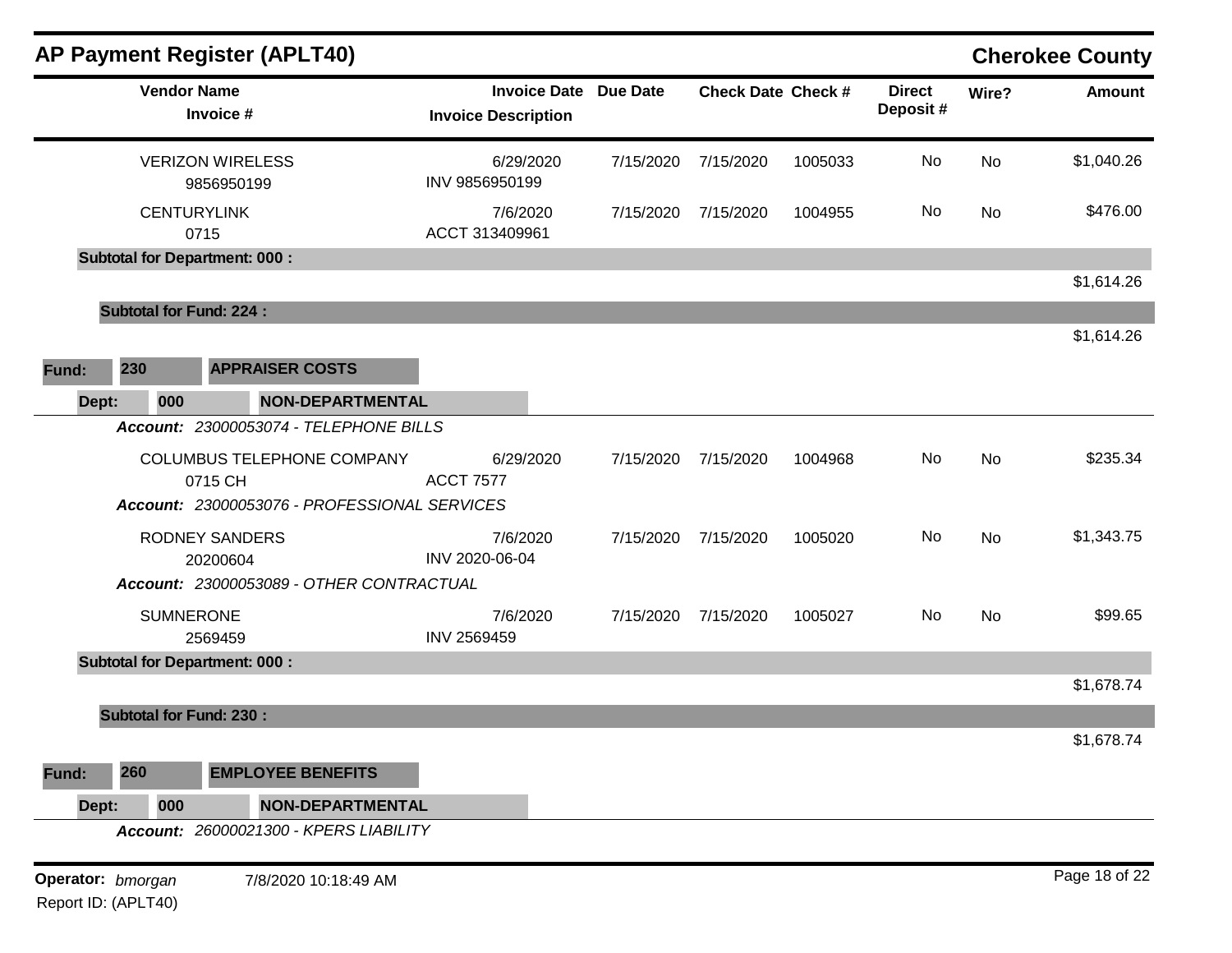## AP Payment Register (APLT40)

**Cherokee County**

| Vendor Name / Invoice # | Invoice Date / Invoice Description | Due Date | Check Date | Check # | Direct Deposit # | Wire? | Amount |
|---|---|---|---|---|---|---|---|
| VERIZON WIRELESS<br>9856950199 | 6/29/2020<br>INV 9856950199 | 7/15/2020 | 7/15/2020 | 1005033 | No | No | $1,040.26 |
| CENTURYLINK<br>0715 | 7/6/2020<br>ACCT 313409961 | 7/15/2020 | 7/15/2020 | 1004955 | No | No | $476.00 |
| **Subtotal for Department: 000 :** | | | | | | | $1,614.26 |
| **Subtotal for Fund: 224 :** | | | | | | | $1,614.26 |

**Fund: 230 APPRAISER COSTS**

**Dept: 000 NON-DEPARTMENTAL**

| Vendor Name / Invoice # | Invoice Date / Invoice Description | Due Date | Check Date | Check # | Direct Deposit # | Wire? | Amount |
|---|---|---|---|---|---|---|---|
| ***Account:*** *23000053074 - TELEPHONE BILLS* | | | | | | | |
| COLUMBUS TELEPHONE COMPANY<br>0715 CH | 6/29/2020<br>ACCT 7577 | 7/15/2020 | 7/15/2020 | 1004968 | No | No | $235.34 |
| ***Account:*** *23000053076 - PROFESSIONAL SERVICES* | | | | | | | |
| RODNEY SANDERS<br>20200604 | 7/6/2020<br>INV 2020-06-04 | 7/15/2020 | 7/15/2020 | 1005020 | No | No | $1,343.75 |
| ***Account:*** *23000053089 - OTHER CONTRACTUAL* | | | | | | | |
| SUMNERONE<br>2569459 | 7/6/2020<br>INV 2569459 | 7/15/2020 | 7/15/2020 | 1005027 | No | No | $99.65 |
| **Subtotal for Department: 000 :** | | | | | | | $1,678.74 |
| **Subtotal for Fund: 230 :** | | | | | | | $1,678.74 |

**Fund: 260 EMPLOYEE BENEFITS**

**Dept: 000 NON-DEPARTMENTAL**

***Account:*** *26000021300 - KPERS LIABILITY*

**Operator:** *bmorgan* 7/8/2020 10:18:49 AM

Report ID: (APLT40)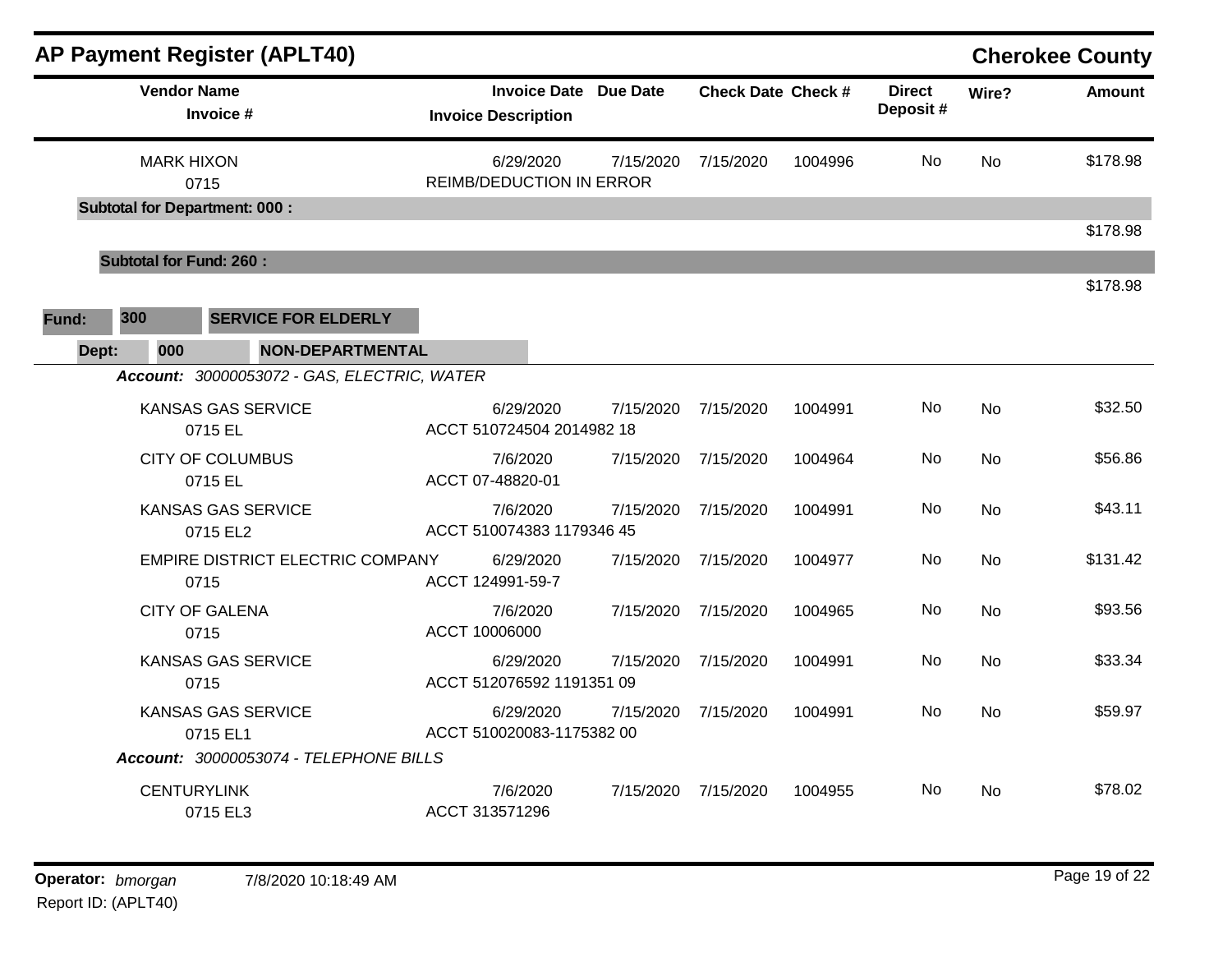## AP Payment Register (APLT40)

**Cherokee County**

| Vendor Name / Invoice # | Invoice Date / Invoice Description | Due Date | Check Date | Check # | Direct Deposit # | Wire? | Amount |
|---|---|---|---|---|---|---|---|
| MARK HIXON<br>0715 | 6/29/2020<br>REIMB/DEDUCTION IN ERROR | 7/15/2020 | 7/15/2020 | 1004996 | No | No | $178.98 |
| **Subtotal for Department: 000 :** | | | | | | | $178.98 |
| **Subtotal for Fund: 260 :** | | | | | | | $178.98 |

**Fund: 300 SERVICE FOR ELDERLY**

**Dept: 000 NON-DEPARTMENTAL**

***Account:*** *30000053072 - GAS, ELECTRIC, WATER*

| Vendor Name / Invoice # | Invoice Date / Invoice Description | Due Date | Check Date | Check # | Direct Deposit # | Wire? | Amount |
|---|---|---|---|---|---|---|---|
| KANSAS GAS SERVICE<br>0715 EL | 6/29/2020<br>ACCT 510724504 2014982 18 | 7/15/2020 | 7/15/2020 | 1004991 | No | No | $32.50 |
| CITY OF COLUMBUS<br>0715 EL | 7/6/2020<br>ACCT 07-48820-01 | 7/15/2020 | 7/15/2020 | 1004964 | No | No | $56.86 |
| KANSAS GAS SERVICE<br>0715 EL2 | 7/6/2020<br>ACCT 510074383 1179346 45 | 7/15/2020 | 7/15/2020 | 1004991 | No | No | $43.11 |
| EMPIRE DISTRICT ELECTRIC COMPANY<br>0715 | 6/29/2020<br>ACCT 124991-59-7 | 7/15/2020 | 7/15/2020 | 1004977 | No | No | $131.42 |
| CITY OF GALENA<br>0715 | 7/6/2020<br>ACCT 10006000 | 7/15/2020 | 7/15/2020 | 1004965 | No | No | $93.56 |
| KANSAS GAS SERVICE<br>0715 | 6/29/2020<br>ACCT 512076592 1191351 09 | 7/15/2020 | 7/15/2020 | 1004991 | No | No | $33.34 |
| KANSAS GAS SERVICE<br>0715 EL1 | 6/29/2020<br>ACCT 510020083-1175382 00 | 7/15/2020 | 7/15/2020 | 1004991 | No | No | $59.97 |

***Account:*** *30000053074 - TELEPHONE BILLS*

| Vendor Name / Invoice # | Invoice Date / Invoice Description | Due Date | Check Date | Check # | Direct Deposit # | Wire? | Amount |
|---|---|---|---|---|---|---|---|
| CENTURYLINK<br>0715 EL3 | 7/6/2020<br>ACCT 313571296 | 7/15/2020 | 7/15/2020 | 1004955 | No | No | $78.02 |

**Operator:** *bmorgan* 7/8/2020 10:18:49 AM

Report ID: (APLT40)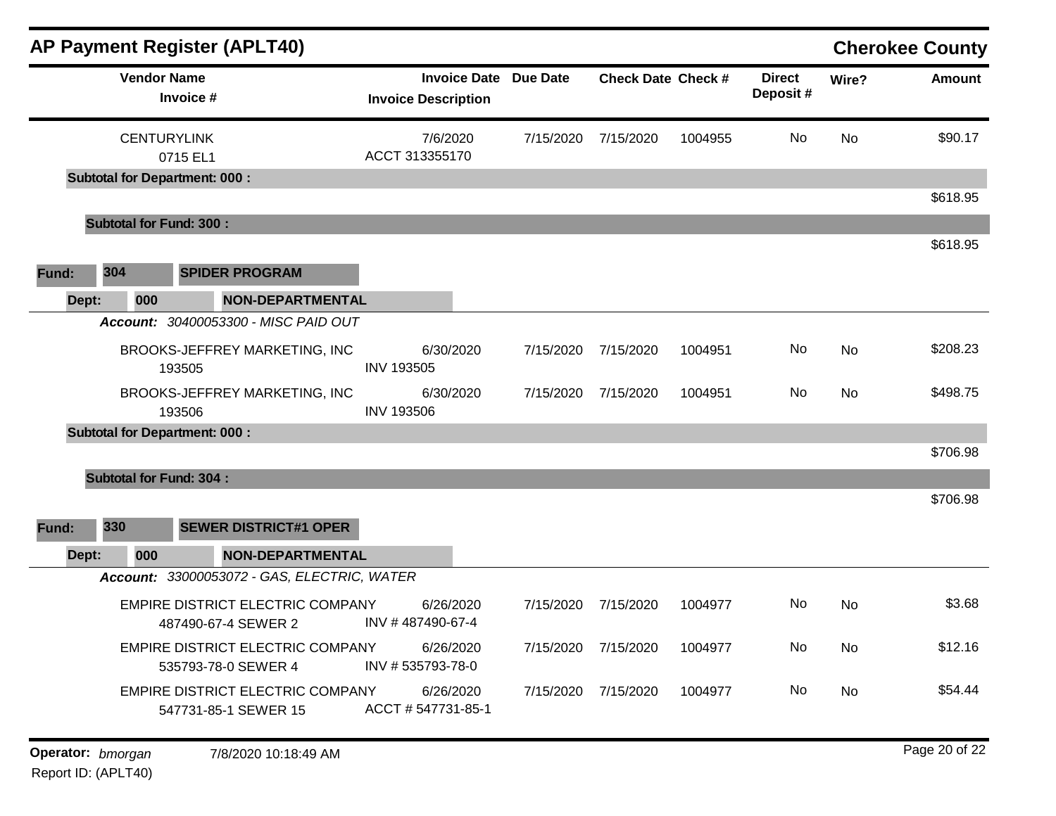## AP Payment Register (APLT40) — Cherokee County

| Vendor Name / Invoice # | Invoice Date / Invoice Description | Due Date | Check Date | Check # | Direct Deposit # | Wire? | Amount |
|---|---|---|---|---|---|---|---|
| CENTURYLINK 0715 EL1 | 7/6/2020 ACCT 313355170 | 7/15/2020 | 7/15/2020 | 1004955 | No | No | $90.17 |
| **Subtotal for Department: 000 :** | | | | | | | $618.95 |
| **Subtotal for Fund: 300 :** | | | | | | | $618.95 |

**Fund:** 304 **SPIDER PROGRAM**

**Dept:** 000 **NON-DEPARTMENTAL**

***Account:*** *30400053300 - MISC PAID OUT*

| Vendor Name / Invoice # | Invoice Date / Invoice Description | Due Date | Check Date | Check # | Direct Deposit # | Wire? | Amount |
|---|---|---|---|---|---|---|---|
| BROOKS-JEFFREY MARKETING, INC 193505 | 6/30/2020 INV 193505 | 7/15/2020 | 7/15/2020 | 1004951 | No | No | $208.23 |
| BROOKS-JEFFREY MARKETING, INC 193506 | 6/30/2020 INV 193506 | 7/15/2020 | 7/15/2020 | 1004951 | No | No | $498.75 |
| **Subtotal for Department: 000 :** | | | | | | | $706.98 |
| **Subtotal for Fund: 304 :** | | | | | | | $706.98 |

**Fund:** 330 **SEWER DISTRICT#1 OPER**

**Dept:** 000 **NON-DEPARTMENTAL**

***Account:*** *33000053072 - GAS, ELECTRIC, WATER*

| Vendor Name / Invoice # | Invoice Date / Invoice Description | Due Date | Check Date | Check # | Direct Deposit # | Wire? | Amount |
|---|---|---|---|---|---|---|---|
| EMPIRE DISTRICT ELECTRIC COMPANY 487490-67-4 SEWER 2 | 6/26/2020 INV # 487490-67-4 | 7/15/2020 | 7/15/2020 | 1004977 | No | No | $3.68 |
| EMPIRE DISTRICT ELECTRIC COMPANY 535793-78-0 SEWER 4 | 6/26/2020 INV # 535793-78-0 | 7/15/2020 | 7/15/2020 | 1004977 | No | No | $12.16 |
| EMPIRE DISTRICT ELECTRIC COMPANY 547731-85-1 SEWER 15 | 6/26/2020 ACCT # 547731-85-1 | 7/15/2020 | 7/15/2020 | 1004977 | No | No | $54.44 |

**Operator:** *bmorgan* 7/8/2020 10:18:49 AM

Report ID: (APLT40)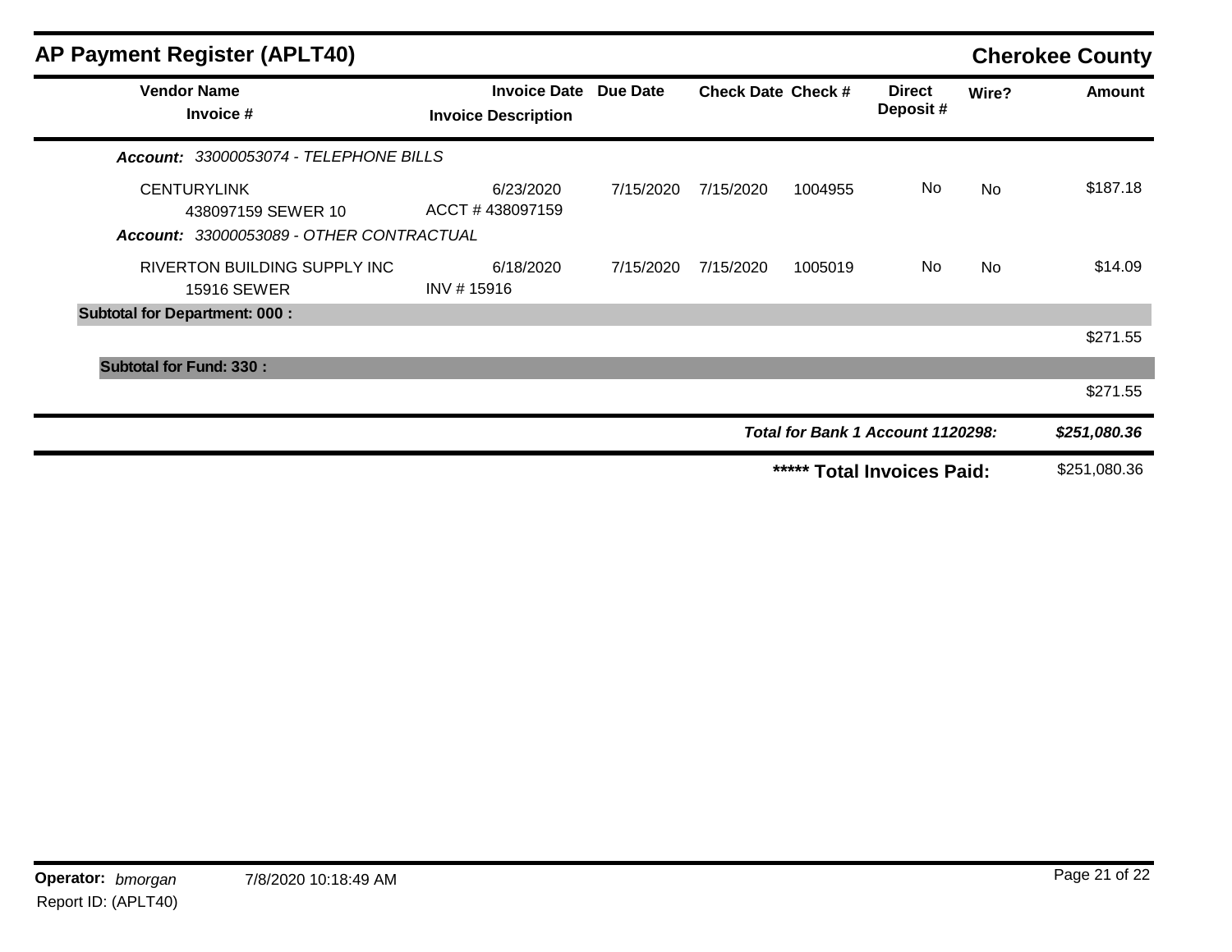## AP Payment Register (APLT40) — Cherokee County

| Vendor Name / Invoice # | Invoice Date / Invoice Description | Due Date | Check Date | Check # | Direct Deposit # | Wire? | Amount |
|---|---|---|---|---|---|---|---|
| ***Account:*** *33000053074 - TELEPHONE BILLS* | | | | | | | |
| CENTURYLINK<br>438097159 SEWER 10 | 6/23/2020<br>ACCT # 438097159 | 7/15/2020 | 7/15/2020 | 1004955 | No | No | $187.18 |
| ***Account:*** *33000053089 - OTHER CONTRACTUAL* | | | | | | | |
| RIVERTON BUILDING SUPPLY INC<br>15916 SEWER | 6/18/2020<br>INV # 15916 | 7/15/2020 | 7/15/2020 | 1005019 | No | No | $14.09 |
| **Subtotal for Department: 000 :** | | | | | | | $271.55 |
| **Subtotal for Fund: 330 :** | | | | | | | $271.55 |
| | | | | | ***Total for Bank 1 Account 1120298:*** | | ***$251,080.36*** |
| | | | | | **\*\*\*\*\* Total Invoices Paid:** | | $251,080.36 |

**Operator:** *bmorgan* 7/8/2020 10:18:49 AM
Report ID: (APLT40)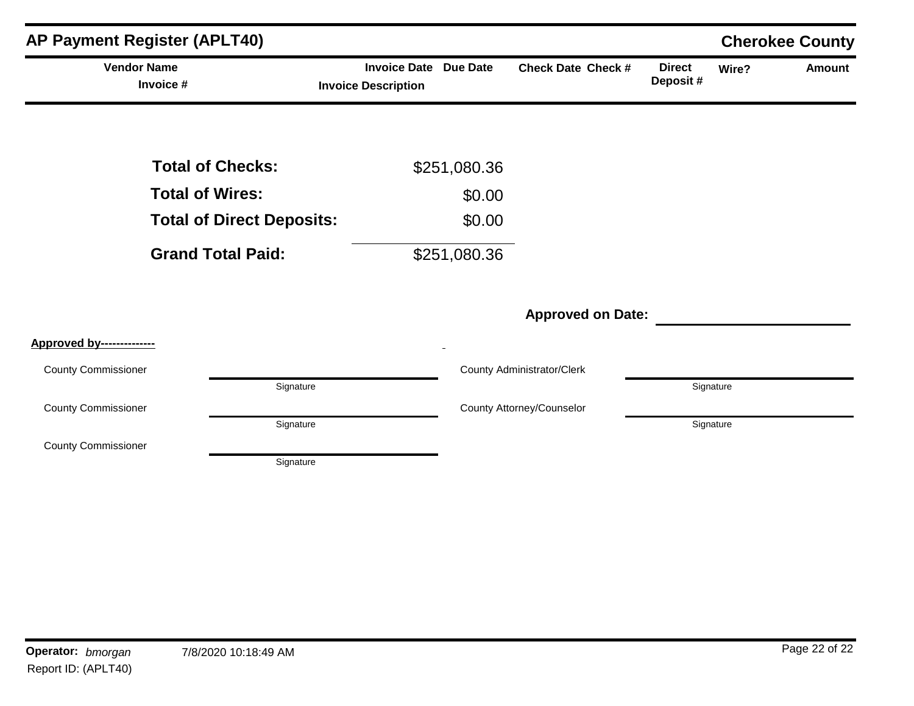# AP Payment Register (APLT40)

**Cherokee County**

| Vendor Name / Invoice # | Invoice Date / Invoice Description | Due Date | Check Date | Check # | Direct Deposit # | Wire? | Amount |
|---|---|---|---|---|---|---|---|

| | |
|---|---|
| **Total of Checks:** | $251,080.36 |
| **Total of Wires:** | $0.00 |
| **Total of Direct Deposits:** | $0.00 |
| **Grand Total Paid:** | $251,080.36 |

**Approved on Date:** ________________________

**Approved by--------------**

County Commissioner ________________________ Signature

County Administrator/Clerk ________________________ Signature

County Commissioner ________________________ Signature

County Attorney/Counselor ________________________ Signature

County Commissioner ________________________ Signature

**Operator:** *bmorgan* 7/8/2020 10:18:49 AM

Report ID: (APLT40)